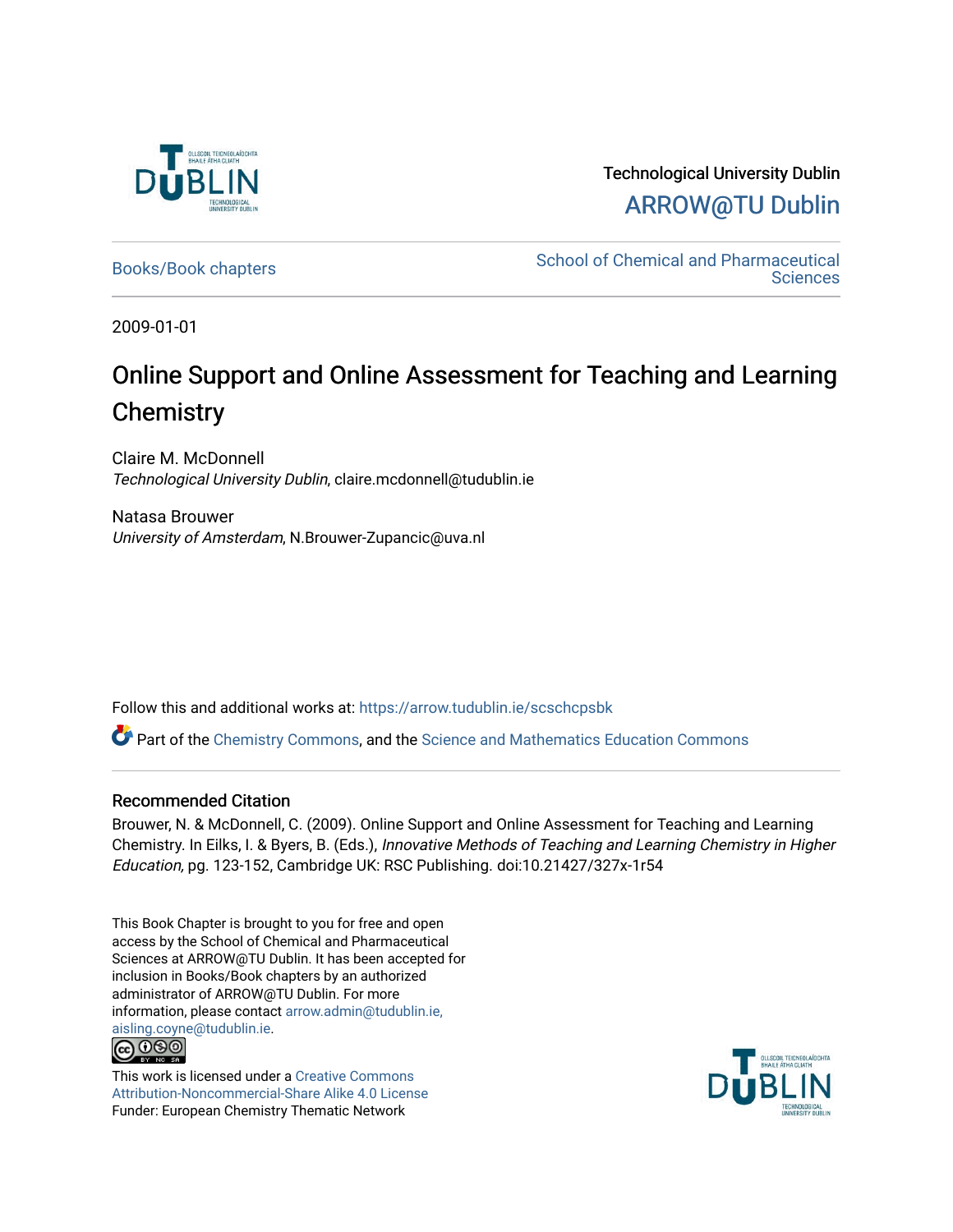Technological University Dublin

ARROW@TU Dublin

Books/Book chapters

School of Chemical and Pharmaceutical Sciences

2009-01-01

# Online Support and Online Assessment for Teaching and Learning Chemistry

Claire M. McDonnell
*Technological University Dublin*, claire.mcdonnell@tudublin.ie

Natasa Brouwer
*University of Amsterdam*, N.Brouwer-Zupancic@uva.nl

Follow this and additional works at: https://arrow.tudublin.ie/scschcpsbk

Part of the Chemistry Commons, and the Science and Mathematics Education Commons

## Recommended Citation

Brouwer, N. & McDonnell, C. (2009). Online Support and Online Assessment for Teaching and Learning Chemistry. In Eilks, I. & Byers, B. (Eds.), *Innovative Methods of Teaching and Learning Chemistry in Higher Education,* pg. 123-152, Cambridge UK: RSC Publishing. doi:10.21427/327x-1r54

This Book Chapter is brought to you for free and open access by the School of Chemical and Pharmaceutical Sciences at ARROW@TU Dublin. It has been accepted for inclusion in Books/Book chapters by an authorized administrator of ARROW@TU Dublin. For more information, please contact arrow.admin@tudublin.ie, aisling.coyne@tudublin.ie.

This work is licensed under a Creative Commons Attribution-Noncommercial-Share Alike 4.0 License

Funder: European Chemistry Thematic Network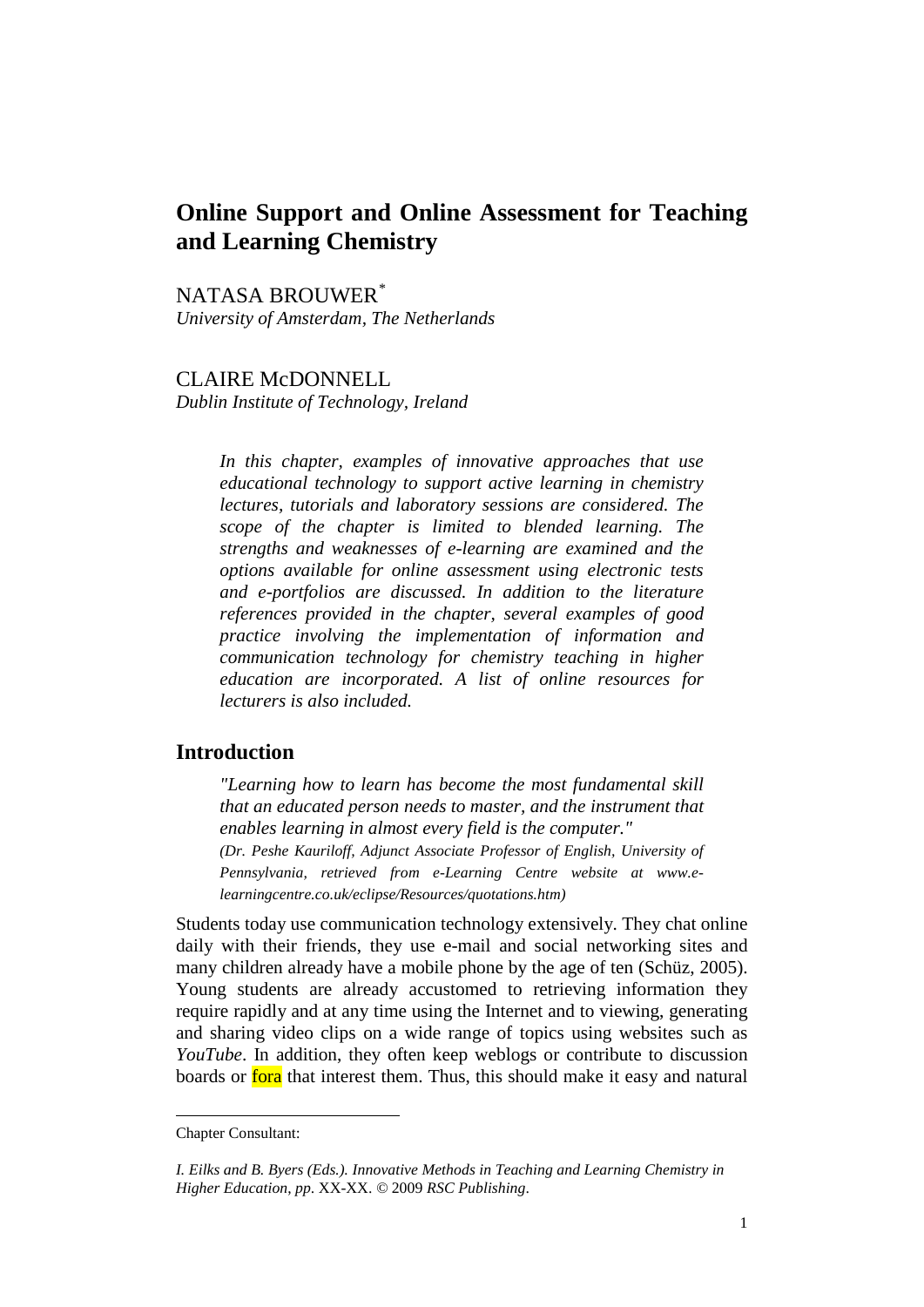# Online Support and Online Assessment for Teaching and Learning Chemistry

NATASA BROUWER[*]

*University of Amsterdam, The Netherlands*

CLAIRE McDONNELL

*Dublin Institute of Technology, Ireland*

> *In this chapter, examples of innovative approaches that use educational technology to support active learning in chemistry lectures, tutorials and laboratory sessions are considered. The scope of the chapter is limited to blended learning. The strengths and weaknesses of e-learning are examined and the options available for online assessment using electronic tests and e-portfolios are discussed. In addition to the literature references provided in the chapter, several examples of good practice involving the implementation of information and communication technology for chemistry teaching in higher education are incorporated. A list of online resources for lecturers is also included.*

## Introduction

> *"Learning how to learn has become the most fundamental skill that an educated person needs to master, and the instrument that enables learning in almost every field is the computer."*
>
> *(Dr. Peshe Kauriloff, Adjunct Associate Professor of English, University of Pennsylvania, retrieved from e-Learning Centre website at www.e-learningcentre.co.uk/eclipse/Resources/quotations.htm)*

Students today use communication technology extensively. They chat online daily with their friends, they use e-mail and social networking sites and many children already have a mobile phone by the age of ten (Schüz, 2005). Young students are already accustomed to retrieving information they require rapidly and at any time using the Internet and to viewing, generating and sharing video clips on a wide range of topics using websites such as *YouTube*. In addition, they often keep weblogs or contribute to discussion boards or fora that interest them. Thus, this should make it easy and natural

---

Chapter Consultant:

*I. Eilks and B. Byers (Eds.). Innovative Methods in Teaching and Learning Chemistry in Higher Education, pp*. XX-XX. © 2009 *RSC Publishing*.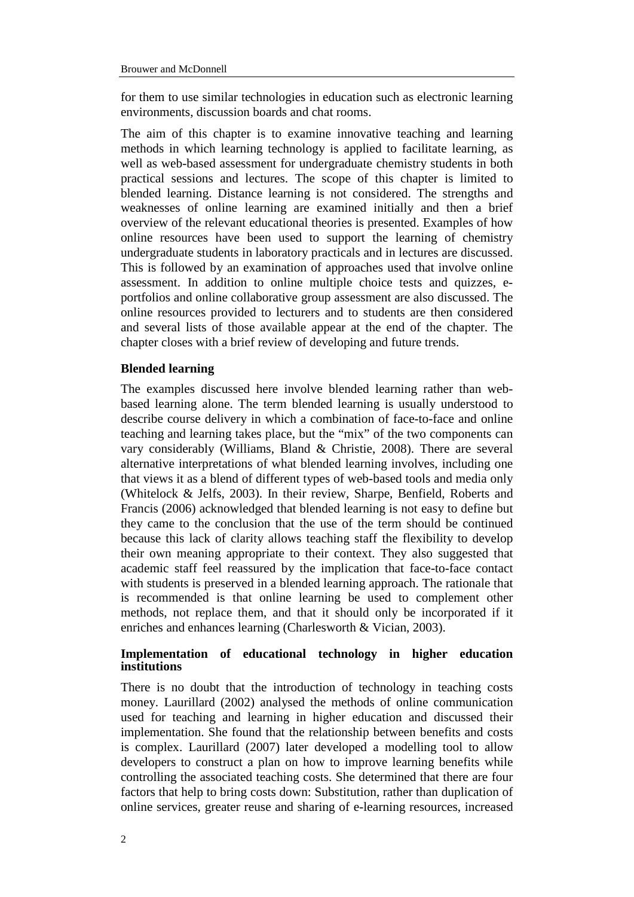for them to use similar technologies in education such as electronic learning environments, discussion boards and chat rooms.

The aim of this chapter is to examine innovative teaching and learning methods in which learning technology is applied to facilitate learning, as well as web-based assessment for undergraduate chemistry students in both practical sessions and lectures. The scope of this chapter is limited to blended learning. Distance learning is not considered. The strengths and weaknesses of online learning are examined initially and then a brief overview of the relevant educational theories is presented. Examples of how online resources have been used to support the learning of chemistry undergraduate students in laboratory practicals and in lectures are discussed. This is followed by an examination of approaches used that involve online assessment. In addition to online multiple choice tests and quizzes, e-portfolios and online collaborative group assessment are also discussed. The online resources provided to lecturers and to students are then considered and several lists of those available appear at the end of the chapter. The chapter closes with a brief review of developing and future trends.

## Blended learning

The examples discussed here involve blended learning rather than web-based learning alone. The term blended learning is usually understood to describe course delivery in which a combination of face-to-face and online teaching and learning takes place, but the "mix" of the two components can vary considerably (Williams, Bland & Christie, 2008). There are several alternative interpretations of what blended learning involves, including one that views it as a blend of different types of web-based tools and media only (Whitelock & Jelfs, 2003). In their review, Sharpe, Benfield, Roberts and Francis (2006) acknowledged that blended learning is not easy to define but they came to the conclusion that the use of the term should be continued because this lack of clarity allows teaching staff the flexibility to develop their own meaning appropriate to their context. They also suggested that academic staff feel reassured by the implication that face-to-face contact with students is preserved in a blended learning approach. The rationale that is recommended is that online learning be used to complement other methods, not replace them, and that it should only be incorporated if it enriches and enhances learning (Charlesworth & Vician, 2003).

## Implementation of educational technology in higher education institutions

There is no doubt that the introduction of technology in teaching costs money. Laurillard (2002) analysed the methods of online communication used for teaching and learning in higher education and discussed their implementation. She found that the relationship between benefits and costs is complex. Laurillard (2007) later developed a modelling tool to allow developers to construct a plan on how to improve learning benefits while controlling the associated teaching costs. She determined that there are four factors that help to bring costs down: Substitution, rather than duplication of online services, greater reuse and sharing of e-learning resources, increased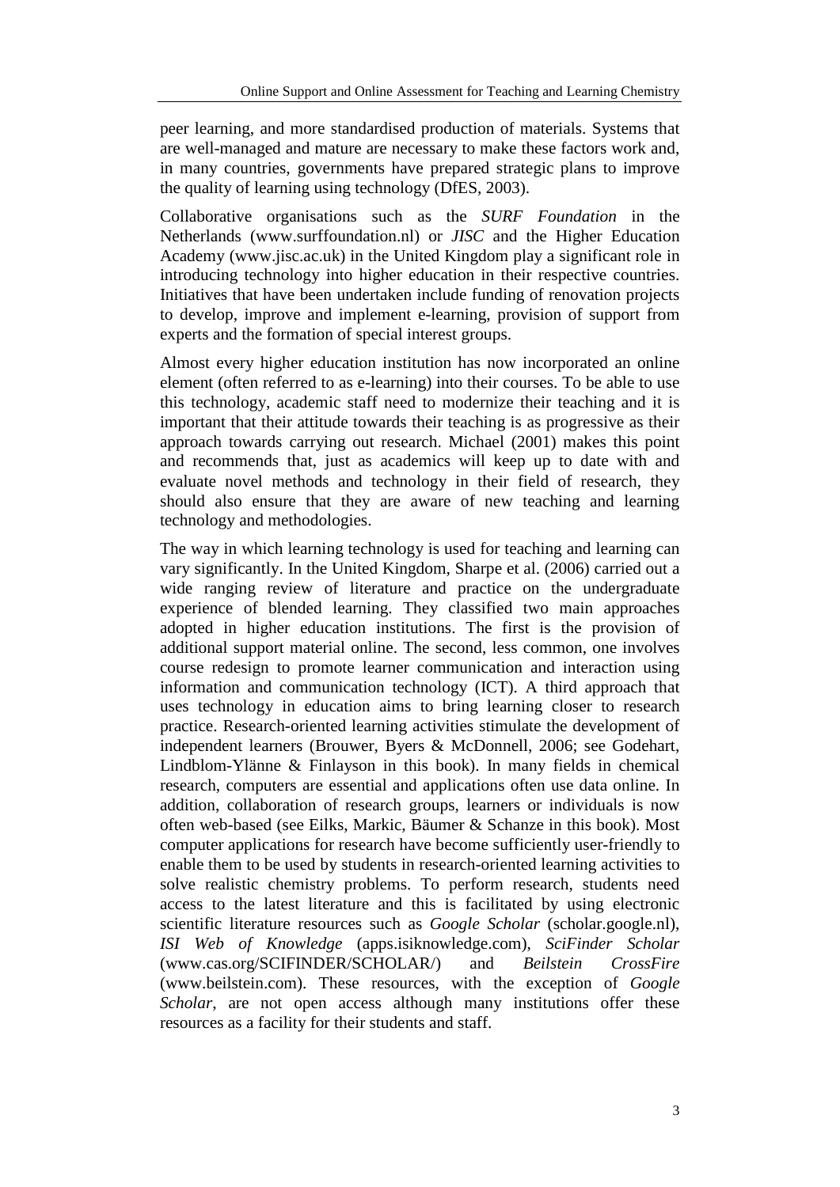peer learning, and more standardised production of materials. Systems that are well-managed and mature are necessary to make these factors work and, in many countries, governments have prepared strategic plans to improve the quality of learning using technology (DfES, 2003).

Collaborative organisations such as the *SURF Foundation* in the Netherlands (www.surffoundation.nl) or *JISC* and the Higher Education Academy (www.jisc.ac.uk) in the United Kingdom play a significant role in introducing technology into higher education in their respective countries. Initiatives that have been undertaken include funding of renovation projects to develop, improve and implement e-learning, provision of support from experts and the formation of special interest groups.

Almost every higher education institution has now incorporated an online element (often referred to as e-learning) into their courses. To be able to use this technology, academic staff need to modernize their teaching and it is important that their attitude towards their teaching is as progressive as their approach towards carrying out research. Michael (2001) makes this point and recommends that, just as academics will keep up to date with and evaluate novel methods and technology in their field of research, they should also ensure that they are aware of new teaching and learning technology and methodologies.

The way in which learning technology is used for teaching and learning can vary significantly. In the United Kingdom, Sharpe et al. (2006) carried out a wide ranging review of literature and practice on the undergraduate experience of blended learning. They classified two main approaches adopted in higher education institutions. The first is the provision of additional support material online. The second, less common, one involves course redesign to promote learner communication and interaction using information and communication technology (ICT). A third approach that uses technology in education aims to bring learning closer to research practice. Research-oriented learning activities stimulate the development of independent learners (Brouwer, Byers & McDonnell, 2006; see Godehart, Lindblom-Ylänne & Finlayson in this book). In many fields in chemical research, computers are essential and applications often use data online. In addition, collaboration of research groups, learners or individuals is now often web-based (see Eilks, Markic, Bäumer & Schanze in this book). Most computer applications for research have become sufficiently user-friendly to enable them to be used by students in research-oriented learning activities to solve realistic chemistry problems. To perform research, students need access to the latest literature and this is facilitated by using electronic scientific literature resources such as *Google Scholar* (scholar.google.nl), *ISI Web of Knowledge* (apps.isiknowledge.com), *SciFinder Scholar* (www.cas.org/SCIFINDER/SCHOLAR/) and *Beilstein CrossFire* (www.beilstein.com). These resources, with the exception of *Google Scholar*, are not open access although many institutions offer these resources as a facility for their students and staff.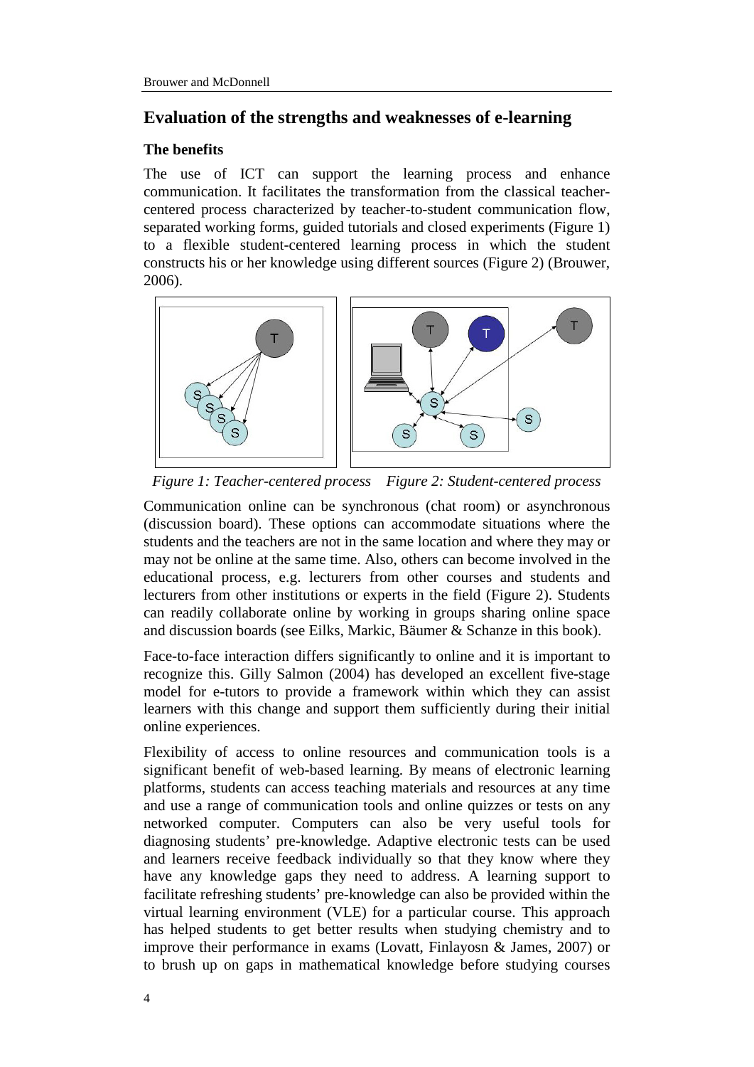## Evaluation of the strengths and weaknesses of e-learning

### The benefits

The use of ICT can support the learning process and enhance communication. It facilitates the transformation from the classical teacher-centered process characterized by teacher-to-student communication flow, separated working forms, guided tutorials and closed experiments (Figure 1) to a flexible student-centered learning process in which the student constructs his or her knowledge using different sources (Figure 2) (Brouwer, 2006).

*Figure 1: Teacher-centered process*  *Figure 2: Student-centered process*

Communication online can be synchronous (chat room) or asynchronous (discussion board). These options can accommodate situations where the students and the teachers are not in the same location and where they may or may not be online at the same time. Also, others can become involved in the educational process, e.g. lecturers from other courses and students and lecturers from other institutions or experts in the field (Figure 2). Students can readily collaborate online by working in groups sharing online space and discussion boards (see Eilks, Markic, Bäumer & Schanze in this book).

Face-to-face interaction differs significantly to online and it is important to recognize this. Gilly Salmon (2004) has developed an excellent five-stage model for e-tutors to provide a framework within which they can assist learners with this change and support them sufficiently during their initial online experiences.

Flexibility of access to online resources and communication tools is a significant benefit of web-based learning. By means of electronic learning platforms, students can access teaching materials and resources at any time and use a range of communication tools and online quizzes or tests on any networked computer. Computers can also be very useful tools for diagnosing students' pre-knowledge. Adaptive electronic tests can be used and learners receive feedback individually so that they know where they have any knowledge gaps they need to address. A learning support to facilitate refreshing students' pre-knowledge can also be provided within the virtual learning environment (VLE) for a particular course. This approach has helped students to get better results when studying chemistry and to improve their performance in exams (Lovatt, Finlayosn & James, 2007) or to brush up on gaps in mathematical knowledge before studying courses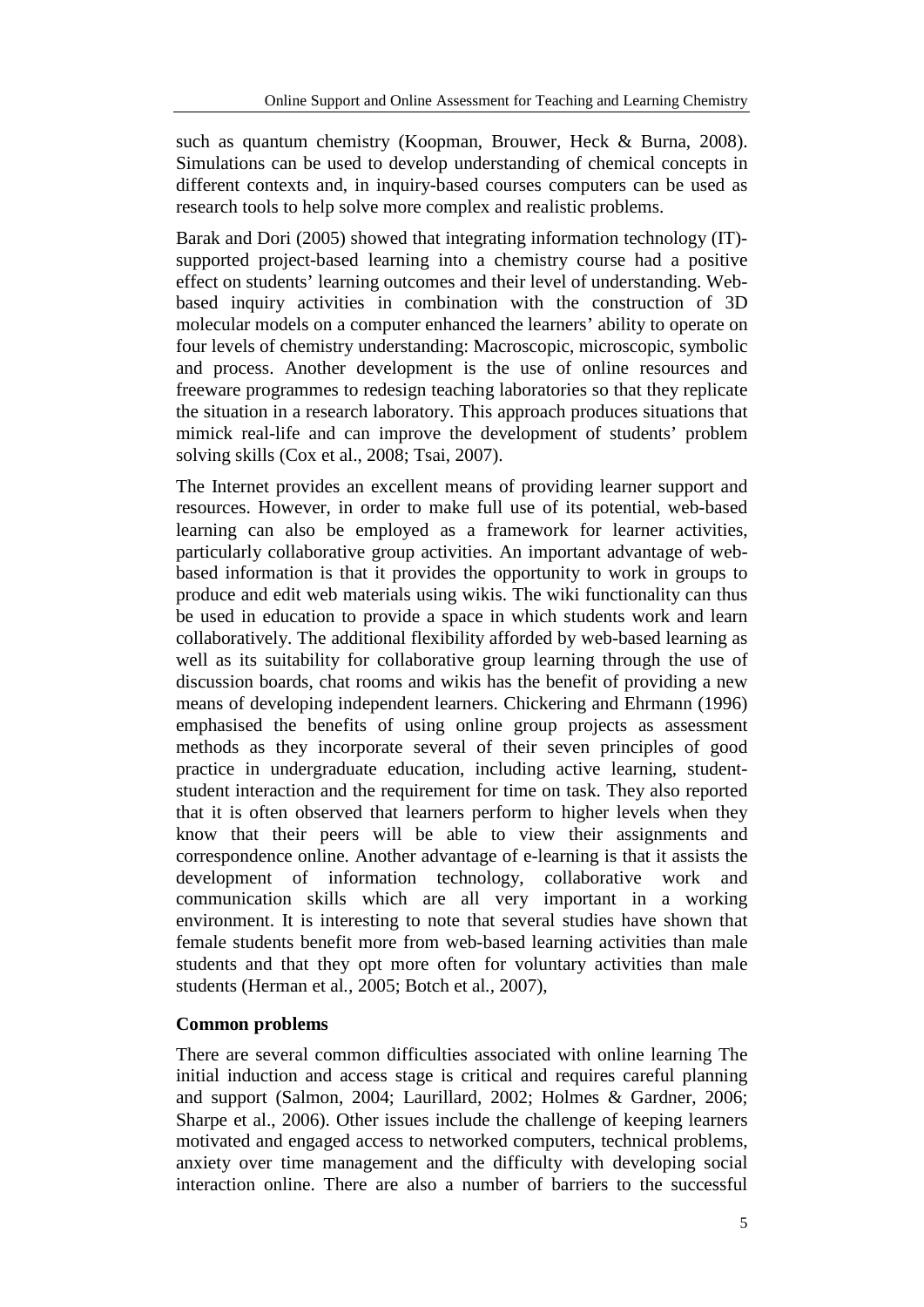such as quantum chemistry (Koopman, Brouwer, Heck & Burna, 2008). Simulations can be used to develop understanding of chemical concepts in different contexts and, in inquiry-based courses computers can be used as research tools to help solve more complex and realistic problems.

Barak and Dori (2005) showed that integrating information technology (IT)-supported project-based learning into a chemistry course had a positive effect on students' learning outcomes and their level of understanding. Web-based inquiry activities in combination with the construction of 3D molecular models on a computer enhanced the learners' ability to operate on four levels of chemistry understanding: Macroscopic, microscopic, symbolic and process. Another development is the use of online resources and freeware programmes to redesign teaching laboratories so that they replicate the situation in a research laboratory. This approach produces situations that mimick real-life and can improve the development of students' problem solving skills (Cox et al., 2008; Tsai, 2007).

The Internet provides an excellent means of providing learner support and resources. However, in order to make full use of its potential, web-based learning can also be employed as a framework for learner activities, particularly collaborative group activities. An important advantage of web-based information is that it provides the opportunity to work in groups to produce and edit web materials using wikis. The wiki functionality can thus be used in education to provide a space in which students work and learn collaboratively. The additional flexibility afforded by web-based learning as well as its suitability for collaborative group learning through the use of discussion boards, chat rooms and wikis has the benefit of providing a new means of developing independent learners. Chickering and Ehrmann (1996) emphasised the benefits of using online group projects as assessment methods as they incorporate several of their seven principles of good practice in undergraduate education, including active learning, student-student interaction and the requirement for time on task. They also reported that it is often observed that learners perform to higher levels when they know that their peers will be able to view their assignments and correspondence online. Another advantage of e-learning is that it assists the development of information technology, collaborative work and communication skills which are all very important in a working environment. It is interesting to note that several studies have shown that female students benefit more from web-based learning activities than male students and that they opt more often for voluntary activities than male students (Herman et al*.*, 2005; Botch et al*.*, 2007),

**Common problems**

There are several common difficulties associated with online learning The initial induction and access stage is critical and requires careful planning and support (Salmon, 2004; Laurillard, 2002; Holmes & Gardner, 2006; Sharpe et al., 2006). Other issues include the challenge of keeping learners motivated and engaged access to networked computers, technical problems, anxiety over time management and the difficulty with developing social interaction online. There are also a number of barriers to the successful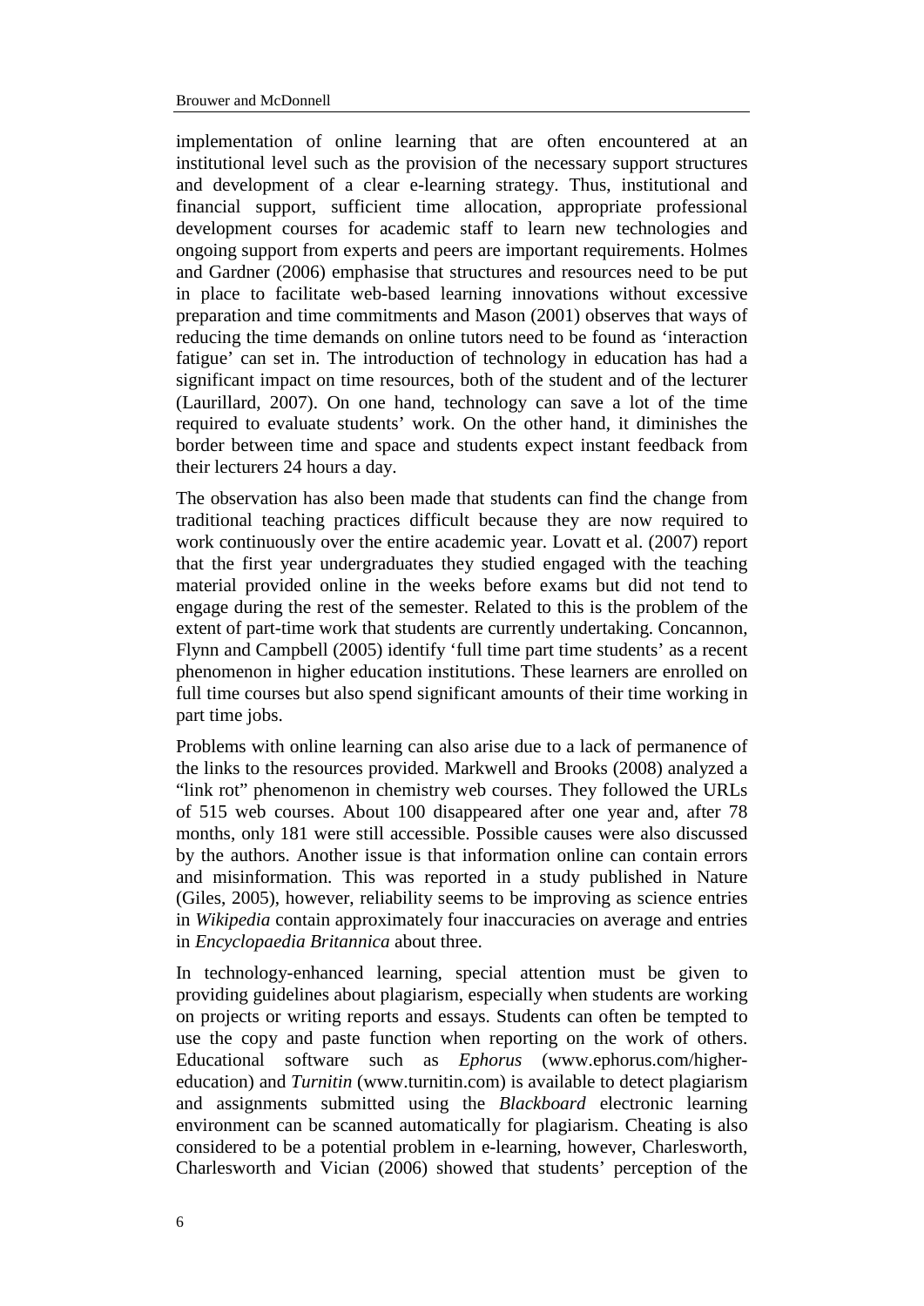implementation of online learning that are often encountered at an institutional level such as the provision of the necessary support structures and development of a clear e-learning strategy. Thus, institutional and financial support, sufficient time allocation, appropriate professional development courses for academic staff to learn new technologies and ongoing support from experts and peers are important requirements. Holmes and Gardner (2006) emphasise that structures and resources need to be put in place to facilitate web-based learning innovations without excessive preparation and time commitments and Mason (2001) observes that ways of reducing the time demands on online tutors need to be found as 'interaction fatigue' can set in. The introduction of technology in education has had a significant impact on time resources, both of the student and of the lecturer (Laurillard, 2007). On one hand, technology can save a lot of the time required to evaluate students' work. On the other hand, it diminishes the border between time and space and students expect instant feedback from their lecturers 24 hours a day.

The observation has also been made that students can find the change from traditional teaching practices difficult because they are now required to work continuously over the entire academic year. Lovatt et al. (2007) report that the first year undergraduates they studied engaged with the teaching material provided online in the weeks before exams but did not tend to engage during the rest of the semester. Related to this is the problem of the extent of part-time work that students are currently undertaking. Concannon, Flynn and Campbell (2005) identify 'full time part time students' as a recent phenomenon in higher education institutions. These learners are enrolled on full time courses but also spend significant amounts of their time working in part time jobs.

Problems with online learning can also arise due to a lack of permanence of the links to the resources provided. Markwell and Brooks (2008) analyzed a "link rot" phenomenon in chemistry web courses. They followed the URLs of 515 web courses. About 100 disappeared after one year and, after 78 months, only 181 were still accessible. Possible causes were also discussed by the authors. Another issue is that information online can contain errors and misinformation. This was reported in a study published in Nature (Giles, 2005), however, reliability seems to be improving as science entries in *Wikipedia* contain approximately four inaccuracies on average and entries in *Encyclopaedia Britannica* about three.

In technology-enhanced learning, special attention must be given to providing guidelines about plagiarism, especially when students are working on projects or writing reports and essays. Students can often be tempted to use the copy and paste function when reporting on the work of others. Educational software such as *Ephorus* (www.ephorus.com/higher-education) and *Turnitin* (www.turnitin.com) is available to detect plagiarism and assignments submitted using the *Blackboard* electronic learning environment can be scanned automatically for plagiarism. Cheating is also considered to be a potential problem in e-learning, however, Charlesworth, Charlesworth and Vician (2006) showed that students' perception of the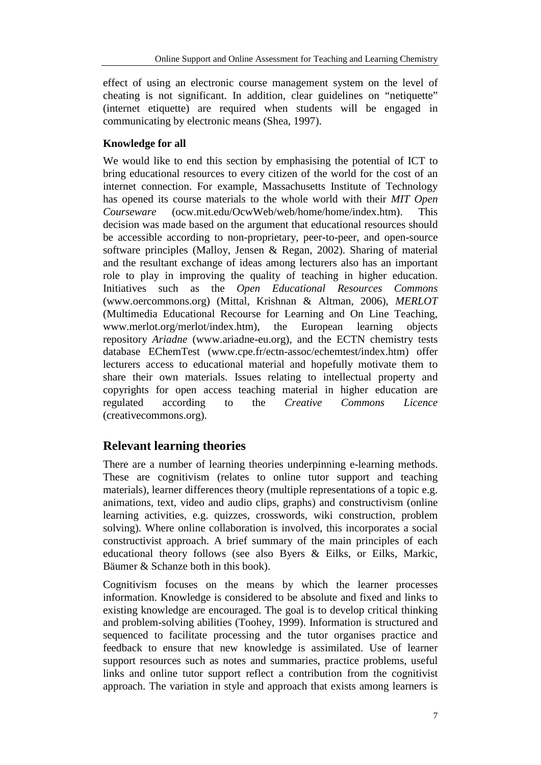effect of using an electronic course management system on the level of cheating is not significant. In addition, clear guidelines on "netiquette" (internet etiquette) are required when students will be engaged in communicating by electronic means (Shea, 1997).

### Knowledge for all

We would like to end this section by emphasising the potential of ICT to bring educational resources to every citizen of the world for the cost of an internet connection. For example, Massachusetts Institute of Technology has opened its course materials to the whole world with their *MIT Open Courseware* (ocw.mit.edu/OcwWeb/web/home/home/index.htm). This decision was made based on the argument that educational resources should be accessible according to non-proprietary, peer-to-peer, and open-source software principles (Malloy, Jensen & Regan, 2002). Sharing of material and the resultant exchange of ideas among lecturers also has an important role to play in improving the quality of teaching in higher education. Initiatives such as the *Open Educational Resources Commons* (www.oercommons.org) (Mittal, Krishnan & Altman, 2006), *MERLOT* (Multimedia Educational Recourse for Learning and On Line Teaching, www.merlot.org/merlot/index.htm), the European learning objects repository *Ariadne* (www.ariadne-eu.org), and the ECTN chemistry tests database EChemTest (www.cpe.fr/ectn-assoc/echemtest/index.htm) offer lecturers access to educational material and hopefully motivate them to share their own materials. Issues relating to intellectual property and copyrights for open access teaching material in higher education are regulated according to the *Creative Commons Licence* (creativecommons.org).

## Relevant learning theories

There are a number of learning theories underpinning e-learning methods. These are cognitivism (relates to online tutor support and teaching materials), learner differences theory (multiple representations of a topic e.g. animations, text, video and audio clips, graphs) and constructivism (online learning activities, e.g. quizzes, crosswords, wiki construction, problem solving). Where online collaboration is involved, this incorporates a social constructivist approach. A brief summary of the main principles of each educational theory follows (see also Byers & Eilks, or Eilks, Markic, Bäumer & Schanze both in this book).

Cognitivism focuses on the means by which the learner processes information. Knowledge is considered to be absolute and fixed and links to existing knowledge are encouraged. The goal is to develop critical thinking and problem-solving abilities (Toohey, 1999). Information is structured and sequenced to facilitate processing and the tutor organises practice and feedback to ensure that new knowledge is assimilated. Use of learner support resources such as notes and summaries, practice problems, useful links and online tutor support reflect a contribution from the cognitivist approach. The variation in style and approach that exists among learners is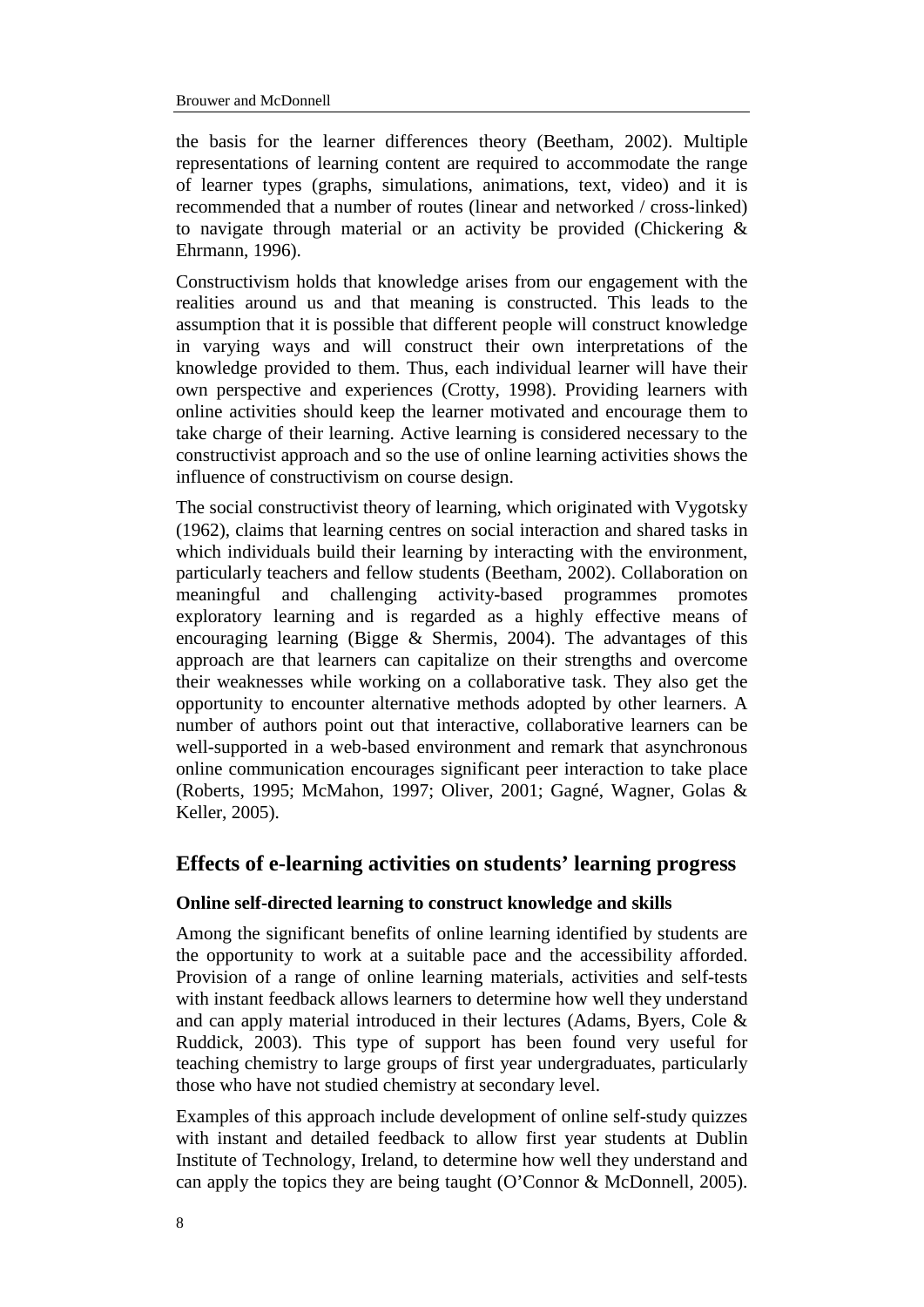the basis for the learner differences theory (Beetham, 2002). Multiple representations of learning content are required to accommodate the range of learner types (graphs, simulations, animations, text, video) and it is recommended that a number of routes (linear and networked / cross-linked) to navigate through material or an activity be provided (Chickering & Ehrmann, 1996).

Constructivism holds that knowledge arises from our engagement with the realities around us and that meaning is constructed. This leads to the assumption that it is possible that different people will construct knowledge in varying ways and will construct their own interpretations of the knowledge provided to them. Thus, each individual learner will have their own perspective and experiences (Crotty, 1998). Providing learners with online activities should keep the learner motivated and encourage them to take charge of their learning. Active learning is considered necessary to the constructivist approach and so the use of online learning activities shows the influence of constructivism on course design.

The social constructivist theory of learning, which originated with Vygotsky (1962), claims that learning centres on social interaction and shared tasks in which individuals build their learning by interacting with the environment, particularly teachers and fellow students (Beetham, 2002). Collaboration on meaningful and challenging activity-based programmes promotes exploratory learning and is regarded as a highly effective means of encouraging learning (Bigge & Shermis, 2004). The advantages of this approach are that learners can capitalize on their strengths and overcome their weaknesses while working on a collaborative task. They also get the opportunity to encounter alternative methods adopted by other learners. A number of authors point out that interactive, collaborative learners can be well-supported in a web-based environment and remark that asynchronous online communication encourages significant peer interaction to take place (Roberts, 1995; McMahon, 1997; Oliver, 2001; Gagné, Wagner, Golas & Keller, 2005).

## Effects of e-learning activities on students' learning progress

### Online self-directed learning to construct knowledge and skills

Among the significant benefits of online learning identified by students are the opportunity to work at a suitable pace and the accessibility afforded. Provision of a range of online learning materials, activities and self-tests with instant feedback allows learners to determine how well they understand and can apply material introduced in their lectures (Adams, Byers, Cole & Ruddick, 2003). This type of support has been found very useful for teaching chemistry to large groups of first year undergraduates, particularly those who have not studied chemistry at secondary level.

Examples of this approach include development of online self-study quizzes with instant and detailed feedback to allow first year students at Dublin Institute of Technology, Ireland, to determine how well they understand and can apply the topics they are being taught (O'Connor & McDonnell, 2005).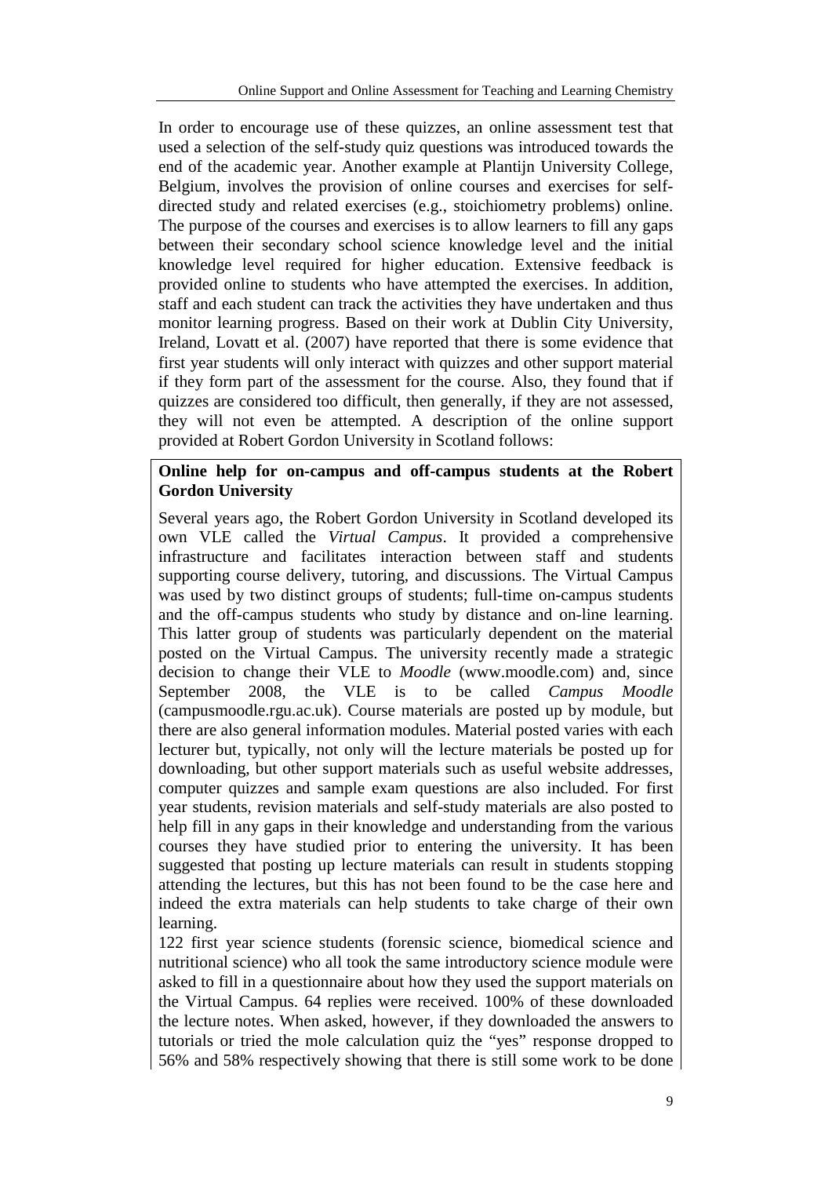In order to encourage use of these quizzes, an online assessment test that used a selection of the self-study quiz questions was introduced towards the end of the academic year. Another example at Plantijn University College, Belgium, involves the provision of online courses and exercises for self-directed study and related exercises (e.g., stoichiometry problems) online. The purpose of the courses and exercises is to allow learners to fill any gaps between their secondary school science knowledge level and the initial knowledge level required for higher education. Extensive feedback is provided online to students who have attempted the exercises. In addition, staff and each student can track the activities they have undertaken and thus monitor learning progress. Based on their work at Dublin City University, Ireland, Lovatt et al. (2007) have reported that there is some evidence that first year students will only interact with quizzes and other support material if they form part of the assessment for the course. Also, they found that if quizzes are considered too difficult, then generally, if they are not assessed, they will not even be attempted. A description of the online support provided at Robert Gordon University in Scotland follows:

**Online help for on-campus and off-campus students at the Robert Gordon University**

Several years ago, the Robert Gordon University in Scotland developed its own VLE called the *Virtual Campus*. It provided a comprehensive infrastructure and facilitates interaction between staff and students supporting course delivery, tutoring, and discussions. The Virtual Campus was used by two distinct groups of students; full-time on-campus students and the off-campus students who study by distance and on-line learning. This latter group of students was particularly dependent on the material posted on the Virtual Campus. The university recently made a strategic decision to change their VLE to *Moodle* (www.moodle.com) and, since September 2008, the VLE is to be called *Campus Moodle* (campusmoodle.rgu.ac.uk). Course materials are posted up by module, but there are also general information modules. Material posted varies with each lecturer but, typically, not only will the lecture materials be posted up for downloading, but other support materials such as useful website addresses, computer quizzes and sample exam questions are also included. For first year students, revision materials and self-study materials are also posted to help fill in any gaps in their knowledge and understanding from the various courses they have studied prior to entering the university. It has been suggested that posting up lecture materials can result in students stopping attending the lectures, but this has not been found to be the case here and indeed the extra materials can help students to take charge of their own learning.

122 first year science students (forensic science, biomedical science and nutritional science) who all took the same introductory science module were asked to fill in a questionnaire about how they used the support materials on the Virtual Campus. 64 replies were received. 100% of these downloaded the lecture notes. When asked, however, if they downloaded the answers to tutorials or tried the mole calculation quiz the "yes" response dropped to 56% and 58% respectively showing that there is still some work to be done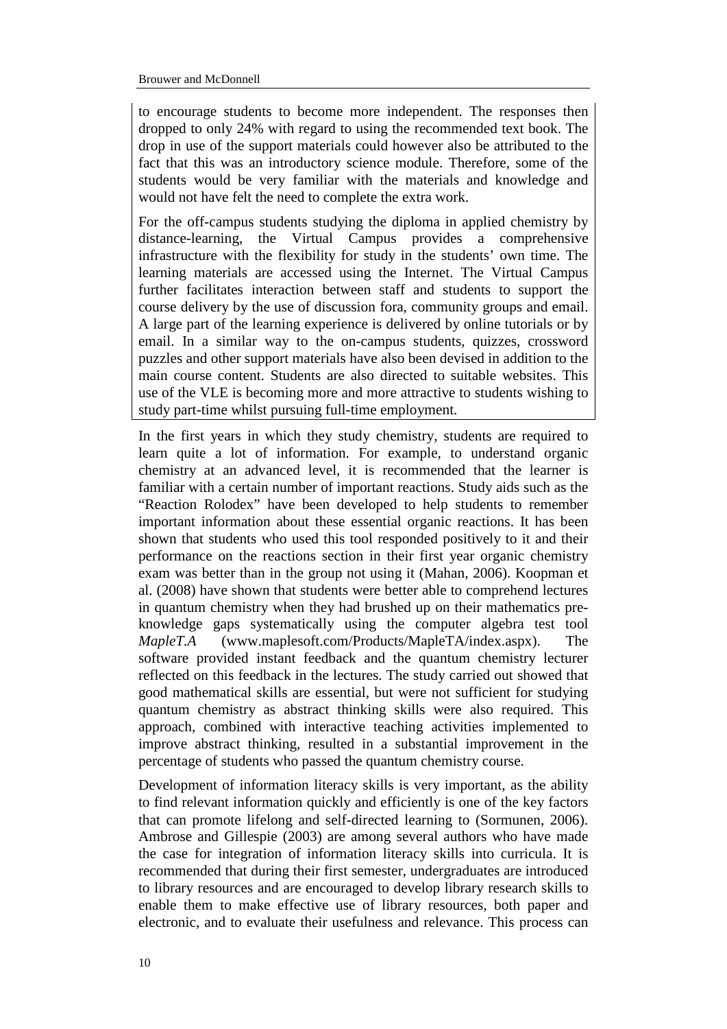to encourage students to become more independent. The responses then dropped to only 24% with regard to using the recommended text book. The drop in use of the support materials could however also be attributed to the fact that this was an introductory science module. Therefore, some of the students would be very familiar with the materials and knowledge and would not have felt the need to complete the extra work.

For the off-campus students studying the diploma in applied chemistry by distance-learning, the Virtual Campus provides a comprehensive infrastructure with the flexibility for study in the students' own time. The learning materials are accessed using the Internet. The Virtual Campus further facilitates interaction between staff and students to support the course delivery by the use of discussion fora, community groups and email. A large part of the learning experience is delivered by online tutorials or by email. In a similar way to the on-campus students, quizzes, crossword puzzles and other support materials have also been devised in addition to the main course content. Students are also directed to suitable websites. This use of the VLE is becoming more and more attractive to students wishing to study part-time whilst pursuing full-time employment.

In the first years in which they study chemistry, students are required to learn quite a lot of information. For example, to understand organic chemistry at an advanced level, it is recommended that the learner is familiar with a certain number of important reactions. Study aids such as the "Reaction Rolodex" have been developed to help students to remember important information about these essential organic reactions. It has been shown that students who used this tool responded positively to it and their performance on the reactions section in their first year organic chemistry exam was better than in the group not using it (Mahan, 2006). Koopman et al. (2008) have shown that students were better able to comprehend lectures in quantum chemistry when they had brushed up on their mathematics pre-knowledge gaps systematically using the computer algebra test tool *MapleT.A* (www.maplesoft.com/Products/MapleTA/index.aspx). The software provided instant feedback and the quantum chemistry lecturer reflected on this feedback in the lectures. The study carried out showed that good mathematical skills are essential, but were not sufficient for studying quantum chemistry as abstract thinking skills were also required. This approach, combined with interactive teaching activities implemented to improve abstract thinking, resulted in a substantial improvement in the percentage of students who passed the quantum chemistry course.

Development of information literacy skills is very important, as the ability to find relevant information quickly and efficiently is one of the key factors that can promote lifelong and self-directed learning to (Sormunen, 2006). Ambrose and Gillespie (2003) are among several authors who have made the case for integration of information literacy skills into curricula. It is recommended that during their first semester, undergraduates are introduced to library resources and are encouraged to develop library research skills to enable them to make effective use of library resources, both paper and electronic, and to evaluate their usefulness and relevance. This process can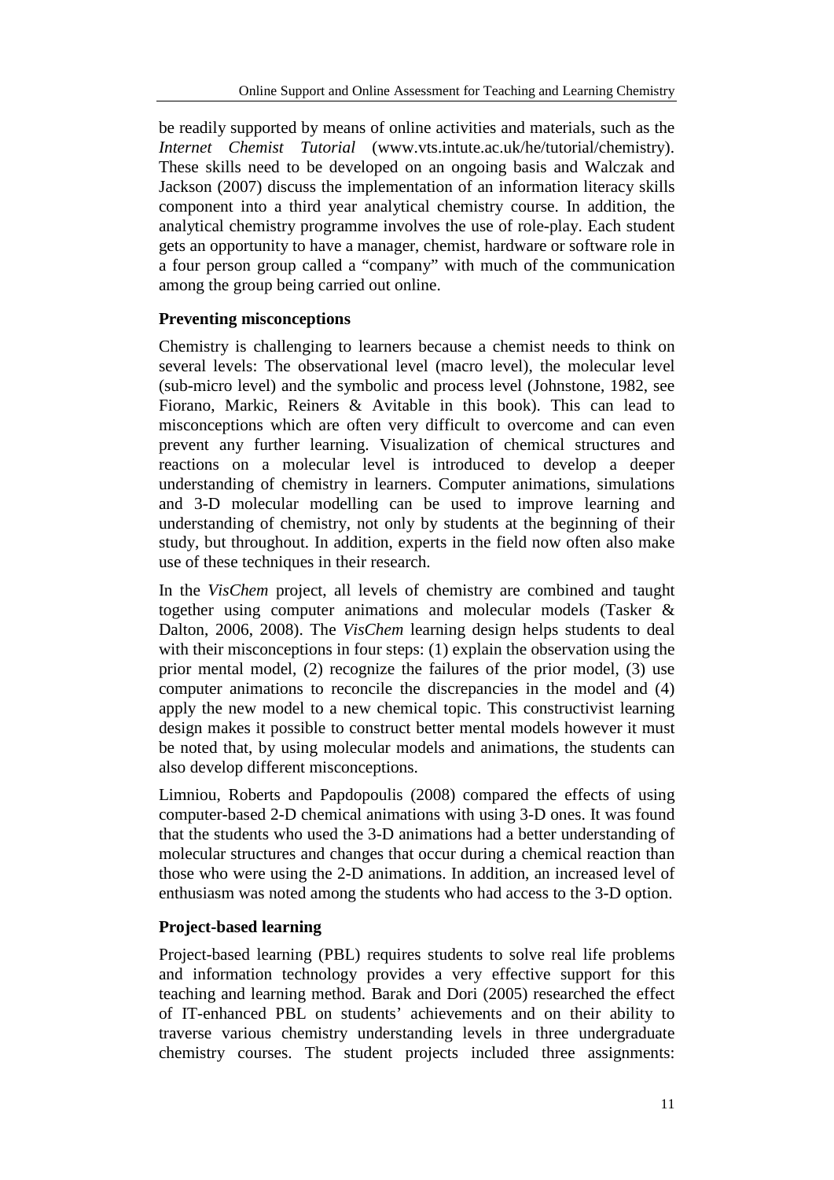be readily supported by means of online activities and materials, such as the *Internet Chemist Tutorial* (www.vts.intute.ac.uk/he/tutorial/chemistry). These skills need to be developed on an ongoing basis and Walczak and Jackson (2007) discuss the implementation of an information literacy skills component into a third year analytical chemistry course. In addition, the analytical chemistry programme involves the use of role-play. Each student gets an opportunity to have a manager, chemist, hardware or software role in a four person group called a "company" with much of the communication among the group being carried out online.

### Preventing misconceptions

Chemistry is challenging to learners because a chemist needs to think on several levels: The observational level (macro level), the molecular level (sub-micro level) and the symbolic and process level (Johnstone, 1982, see Fiorano, Markic, Reiners & Avitable in this book). This can lead to misconceptions which are often very difficult to overcome and can even prevent any further learning. Visualization of chemical structures and reactions on a molecular level is introduced to develop a deeper understanding of chemistry in learners. Computer animations, simulations and 3-D molecular modelling can be used to improve learning and understanding of chemistry, not only by students at the beginning of their study, but throughout. In addition, experts in the field now often also make use of these techniques in their research.

In the *VisChem* project, all levels of chemistry are combined and taught together using computer animations and molecular models (Tasker & Dalton, 2006, 2008). The *VisChem* learning design helps students to deal with their misconceptions in four steps: (1) explain the observation using the prior mental model, (2) recognize the failures of the prior model, (3) use computer animations to reconcile the discrepancies in the model and (4) apply the new model to a new chemical topic. This constructivist learning design makes it possible to construct better mental models however it must be noted that, by using molecular models and animations, the students can also develop different misconceptions.

Limniou, Roberts and Papdopoulis (2008) compared the effects of using computer-based 2-D chemical animations with using 3-D ones. It was found that the students who used the 3-D animations had a better understanding of molecular structures and changes that occur during a chemical reaction than those who were using the 2-D animations. In addition, an increased level of enthusiasm was noted among the students who had access to the 3-D option.

### Project-based learning

Project-based learning (PBL) requires students to solve real life problems and information technology provides a very effective support for this teaching and learning method. Barak and Dori (2005) researched the effect of IT-enhanced PBL on students' achievements and on their ability to traverse various chemistry understanding levels in three undergraduate chemistry courses. The student projects included three assignments: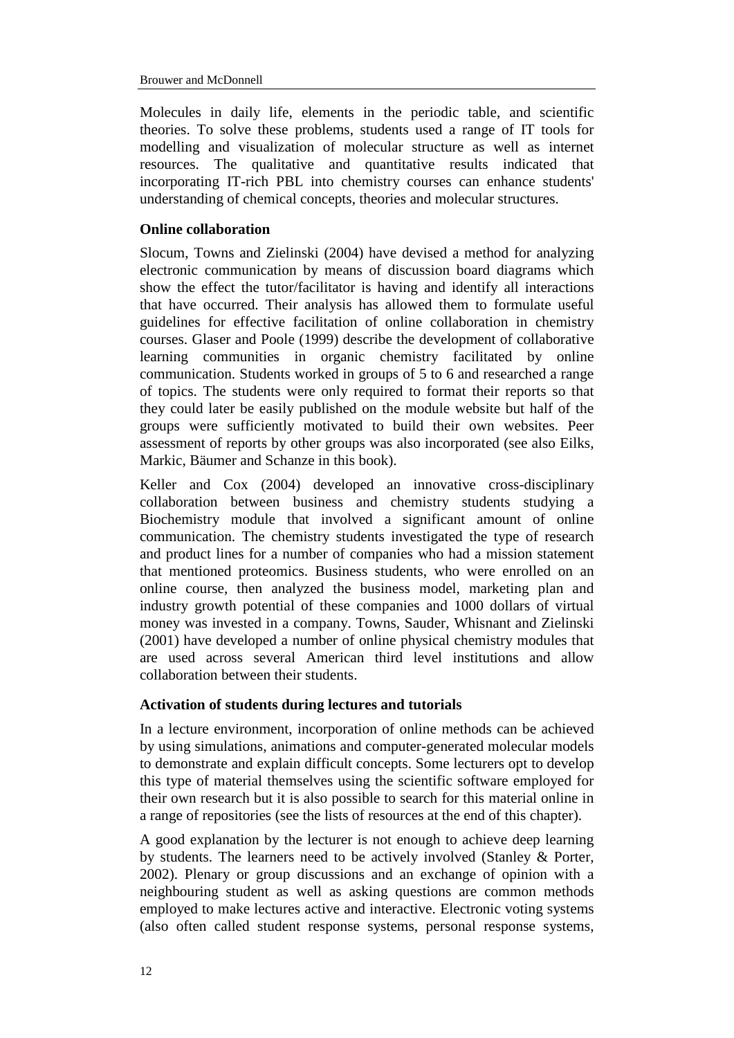Molecules in daily life, elements in the periodic table, and scientific theories. To solve these problems, students used a range of IT tools for modelling and visualization of molecular structure as well as internet resources. The qualitative and quantitative results indicated that incorporating IT-rich PBL into chemistry courses can enhance students' understanding of chemical concepts, theories and molecular structures.

### Online collaboration

Slocum, Towns and Zielinski (2004) have devised a method for analyzing electronic communication by means of discussion board diagrams which show the effect the tutor/facilitator is having and identify all interactions that have occurred. Their analysis has allowed them to formulate useful guidelines for effective facilitation of online collaboration in chemistry courses. Glaser and Poole (1999) describe the development of collaborative learning communities in organic chemistry facilitated by online communication. Students worked in groups of 5 to 6 and researched a range of topics. The students were only required to format their reports so that they could later be easily published on the module website but half of the groups were sufficiently motivated to build their own websites. Peer assessment of reports by other groups was also incorporated (see also Eilks, Markic, Bäumer and Schanze in this book).

Keller and Cox (2004) developed an innovative cross-disciplinary collaboration between business and chemistry students studying a Biochemistry module that involved a significant amount of online communication. The chemistry students investigated the type of research and product lines for a number of companies who had a mission statement that mentioned proteomics. Business students, who were enrolled on an online course, then analyzed the business model, marketing plan and industry growth potential of these companies and 1000 dollars of virtual money was invested in a company. Towns, Sauder, Whisnant and Zielinski (2001) have developed a number of online physical chemistry modules that are used across several American third level institutions and allow collaboration between their students.

### Activation of students during lectures and tutorials

In a lecture environment, incorporation of online methods can be achieved by using simulations, animations and computer-generated molecular models to demonstrate and explain difficult concepts. Some lecturers opt to develop this type of material themselves using the scientific software employed for their own research but it is also possible to search for this material online in a range of repositories (see the lists of resources at the end of this chapter).

A good explanation by the lecturer is not enough to achieve deep learning by students. The learners need to be actively involved (Stanley & Porter, 2002). Plenary or group discussions and an exchange of opinion with a neighbouring student as well as asking questions are common methods employed to make lectures active and interactive. Electronic voting systems (also often called student response systems, personal response systems,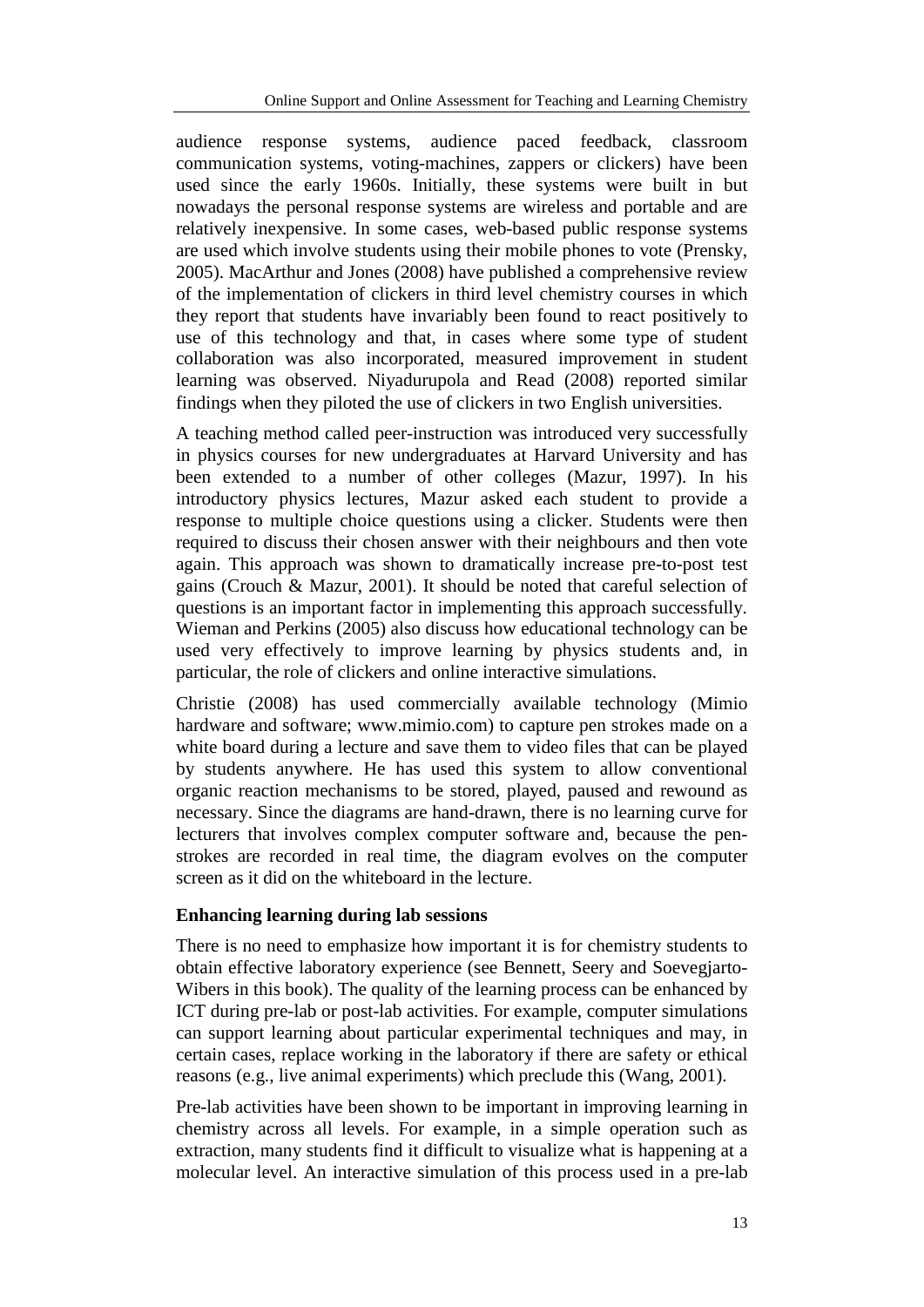audience response systems, audience paced feedback, classroom communication systems, voting-machines, zappers or clickers) have been used since the early 1960s. Initially, these systems were built in but nowadays the personal response systems are wireless and portable and are relatively inexpensive. In some cases, web-based public response systems are used which involve students using their mobile phones to vote (Prensky, 2005). MacArthur and Jones (2008) have published a comprehensive review of the implementation of clickers in third level chemistry courses in which they report that students have invariably been found to react positively to use of this technology and that, in cases where some type of student collaboration was also incorporated, measured improvement in student learning was observed. Niyadurupola and Read (2008) reported similar findings when they piloted the use of clickers in two English universities.

A teaching method called peer-instruction was introduced very successfully in physics courses for new undergraduates at Harvard University and has been extended to a number of other colleges (Mazur, 1997). In his introductory physics lectures, Mazur asked each student to provide a response to multiple choice questions using a clicker. Students were then required to discuss their chosen answer with their neighbours and then vote again. This approach was shown to dramatically increase pre-to-post test gains (Crouch & Mazur, 2001). It should be noted that careful selection of questions is an important factor in implementing this approach successfully. Wieman and Perkins (2005) also discuss how educational technology can be used very effectively to improve learning by physics students and, in particular, the role of clickers and online interactive simulations.

Christie (2008) has used commercially available technology (Mimio hardware and software; www.mimio.com) to capture pen strokes made on a white board during a lecture and save them to video files that can be played by students anywhere. He has used this system to allow conventional organic reaction mechanisms to be stored, played, paused and rewound as necessary. Since the diagrams are hand-drawn, there is no learning curve for lecturers that involves complex computer software and, because the pen-strokes are recorded in real time, the diagram evolves on the computer screen as it did on the whiteboard in the lecture.

### Enhancing learning during lab sessions

There is no need to emphasize how important it is for chemistry students to obtain effective laboratory experience (see Bennett, Seery and Soevegjarto-Wibers in this book). The quality of the learning process can be enhanced by ICT during pre-lab or post-lab activities. For example, computer simulations can support learning about particular experimental techniques and may, in certain cases, replace working in the laboratory if there are safety or ethical reasons (e.g., live animal experiments) which preclude this (Wang, 2001).

Pre-lab activities have been shown to be important in improving learning in chemistry across all levels. For example, in a simple operation such as extraction, many students find it difficult to visualize what is happening at a molecular level. An interactive simulation of this process used in a pre-lab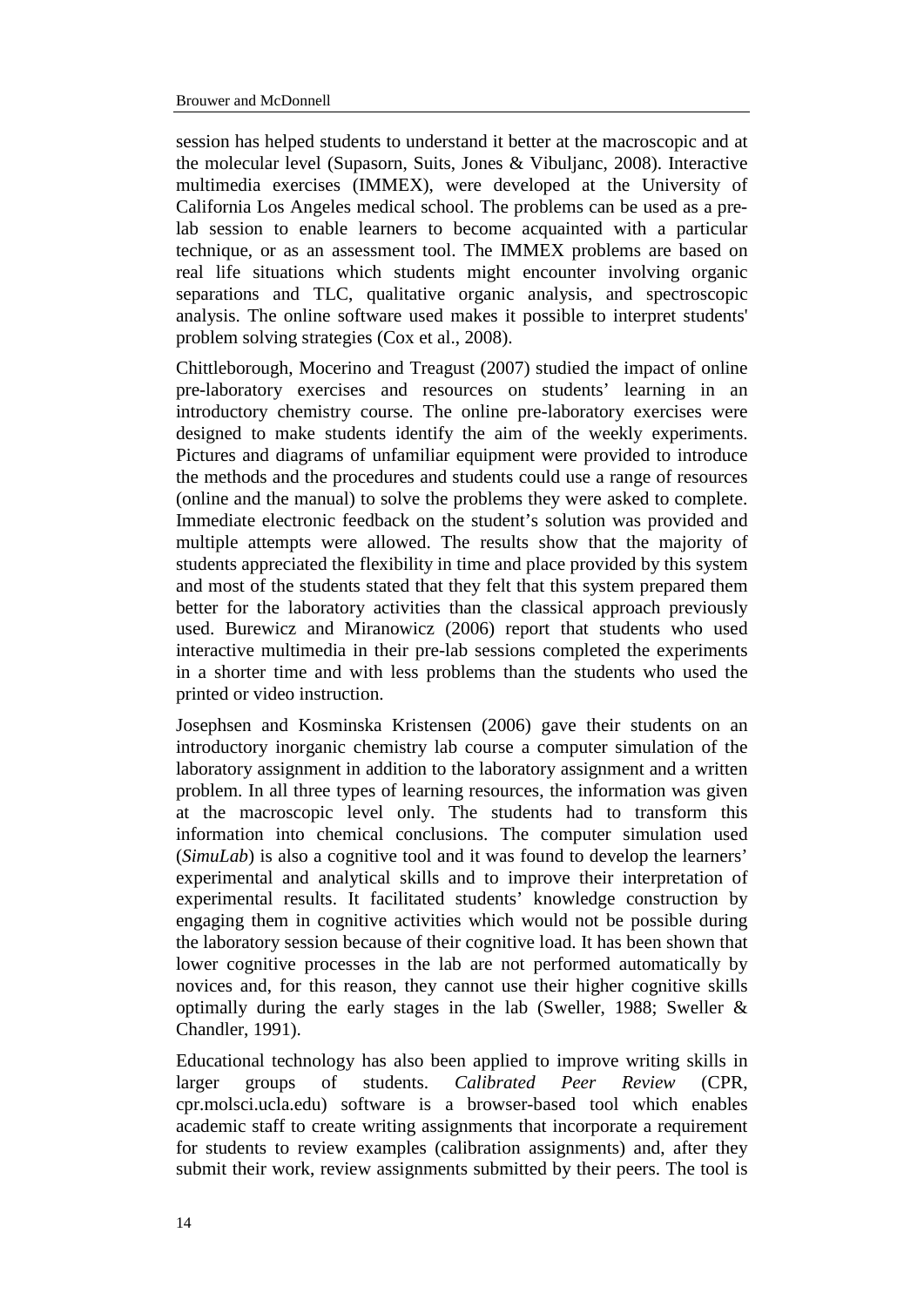session has helped students to understand it better at the macroscopic and at the molecular level (Supasorn, Suits, Jones & Vibuljanc, 2008). Interactive multimedia exercises (IMMEX), were developed at the University of California Los Angeles medical school. The problems can be used as a pre-lab session to enable learners to become acquainted with a particular technique, or as an assessment tool. The IMMEX problems are based on real life situations which students might encounter involving organic separations and TLC, qualitative organic analysis, and spectroscopic analysis. The online software used makes it possible to interpret students' problem solving strategies (Cox et al., 2008).

Chittleborough, Mocerino and Treagust (2007) studied the impact of online pre-laboratory exercises and resources on students' learning in an introductory chemistry course. The online pre-laboratory exercises were designed to make students identify the aim of the weekly experiments. Pictures and diagrams of unfamiliar equipment were provided to introduce the methods and the procedures and students could use a range of resources (online and the manual) to solve the problems they were asked to complete. Immediate electronic feedback on the student's solution was provided and multiple attempts were allowed. The results show that the majority of students appreciated the flexibility in time and place provided by this system and most of the students stated that they felt that this system prepared them better for the laboratory activities than the classical approach previously used. Burewicz and Miranowicz (2006) report that students who used interactive multimedia in their pre-lab sessions completed the experiments in a shorter time and with less problems than the students who used the printed or video instruction.

Josephsen and Kosminska Kristensen (2006) gave their students on an introductory inorganic chemistry lab course a computer simulation of the laboratory assignment in addition to the laboratory assignment and a written problem. In all three types of learning resources, the information was given at the macroscopic level only. The students had to transform this information into chemical conclusions. The computer simulation used (*SimuLab*) is also a cognitive tool and it was found to develop the learners' experimental and analytical skills and to improve their interpretation of experimental results. It facilitated students' knowledge construction by engaging them in cognitive activities which would not be possible during the laboratory session because of their cognitive load. It has been shown that lower cognitive processes in the lab are not performed automatically by novices and, for this reason, they cannot use their higher cognitive skills optimally during the early stages in the lab (Sweller, 1988; Sweller & Chandler, 1991).

Educational technology has also been applied to improve writing skills in larger groups of students. *Calibrated Peer Review* (CPR, cpr.molsci.ucla.edu) software is a browser-based tool which enables academic staff to create writing assignments that incorporate a requirement for students to review examples (calibration assignments) and, after they submit their work, review assignments submitted by their peers. The tool is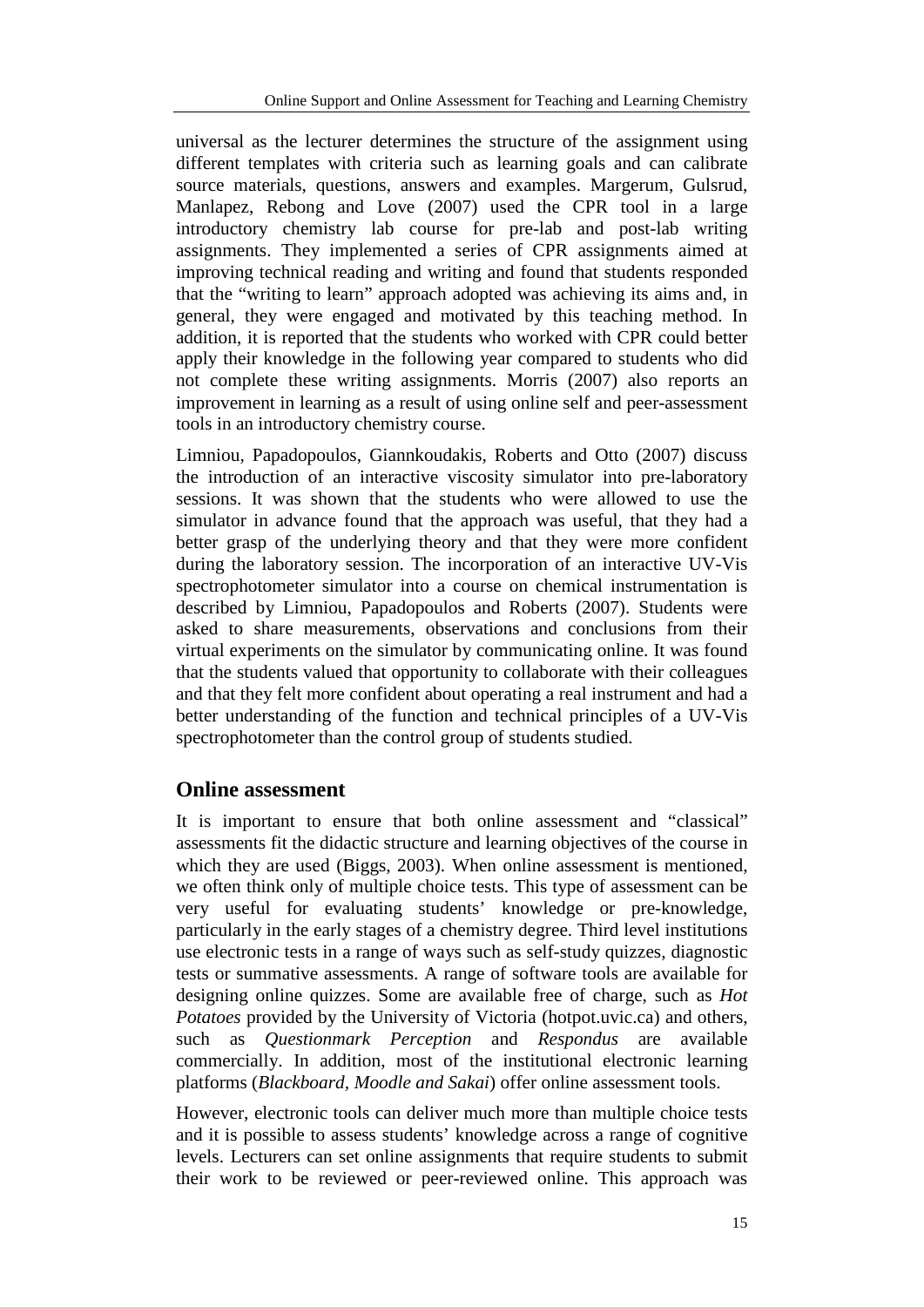universal as the lecturer determines the structure of the assignment using different templates with criteria such as learning goals and can calibrate source materials, questions, answers and examples. Margerum, Gulsrud, Manlapez, Rebong and Love (2007) used the CPR tool in a large introductory chemistry lab course for pre-lab and post-lab writing assignments. They implemented a series of CPR assignments aimed at improving technical reading and writing and found that students responded that the "writing to learn" approach adopted was achieving its aims and, in general, they were engaged and motivated by this teaching method. In addition, it is reported that the students who worked with CPR could better apply their knowledge in the following year compared to students who did not complete these writing assignments. Morris (2007) also reports an improvement in learning as a result of using online self and peer-assessment tools in an introductory chemistry course.

Limniou, Papadopoulos, Giannkoudakis, Roberts and Otto (2007) discuss the introduction of an interactive viscosity simulator into pre-laboratory sessions. It was shown that the students who were allowed to use the simulator in advance found that the approach was useful, that they had a better grasp of the underlying theory and that they were more confident during the laboratory session. The incorporation of an interactive UV-Vis spectrophotometer simulator into a course on chemical instrumentation is described by Limniou, Papadopoulos and Roberts (2007). Students were asked to share measurements, observations and conclusions from their virtual experiments on the simulator by communicating online. It was found that the students valued that opportunity to collaborate with their colleagues and that they felt more confident about operating a real instrument and had a better understanding of the function and technical principles of a UV-Vis spectrophotometer than the control group of students studied.

## Online assessment

It is important to ensure that both online assessment and "classical" assessments fit the didactic structure and learning objectives of the course in which they are used (Biggs, 2003). When online assessment is mentioned, we often think only of multiple choice tests. This type of assessment can be very useful for evaluating students' knowledge or pre-knowledge, particularly in the early stages of a chemistry degree. Third level institutions use electronic tests in a range of ways such as self-study quizzes, diagnostic tests or summative assessments. A range of software tools are available for designing online quizzes. Some are available free of charge, such as *Hot Potatoes* provided by the University of Victoria (hotpot.uvic.ca) and others, such as *Questionmark Perception* and *Respondus* are available commercially. In addition, most of the institutional electronic learning platforms (*Blackboard, Moodle and Sakai*) offer online assessment tools.

However, electronic tools can deliver much more than multiple choice tests and it is possible to assess students' knowledge across a range of cognitive levels. Lecturers can set online assignments that require students to submit their work to be reviewed or peer-reviewed online. This approach was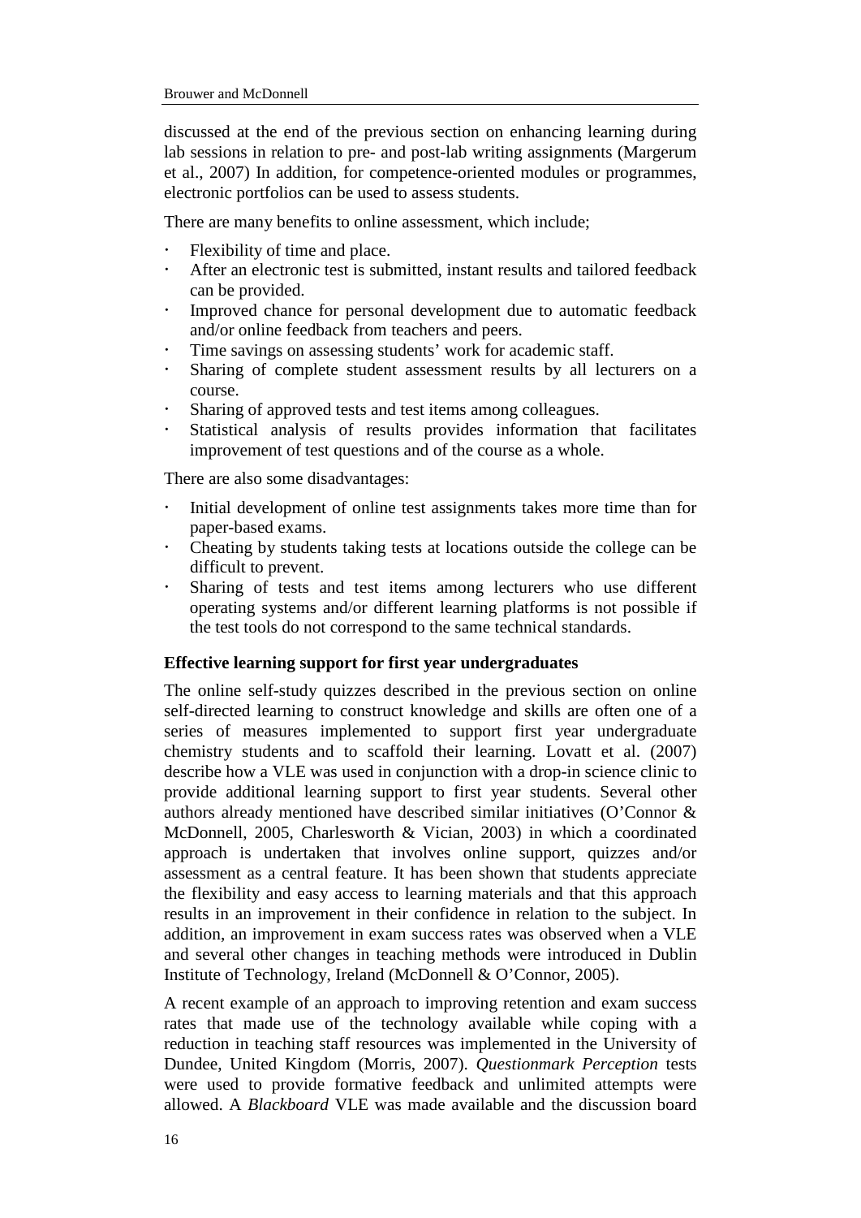discussed at the end of the previous section on enhancing learning during lab sessions in relation to pre- and post-lab writing assignments (Margerum et al., 2007) In addition, for competence-oriented modules or programmes, electronic portfolios can be used to assess students.

There are many benefits to online assessment, which include;

- Flexibility of time and place.
- After an electronic test is submitted, instant results and tailored feedback can be provided.
- Improved chance for personal development due to automatic feedback and/or online feedback from teachers and peers.
- Time savings on assessing students' work for academic staff.
- Sharing of complete student assessment results by all lecturers on a course.
- Sharing of approved tests and test items among colleagues.
- Statistical analysis of results provides information that facilitates improvement of test questions and of the course as a whole.

There are also some disadvantages:

- Initial development of online test assignments takes more time than for paper-based exams.
- Cheating by students taking tests at locations outside the college can be difficult to prevent.
- Sharing of tests and test items among lecturers who use different operating systems and/or different learning platforms is not possible if the test tools do not correspond to the same technical standards.

**Effective learning support for first year undergraduates**

The online self-study quizzes described in the previous section on online self-directed learning to construct knowledge and skills are often one of a series of measures implemented to support first year undergraduate chemistry students and to scaffold their learning. Lovatt et al. (2007) describe how a VLE was used in conjunction with a drop-in science clinic to provide additional learning support to first year students. Several other authors already mentioned have described similar initiatives (O'Connor & McDonnell, 2005, Charlesworth & Vician, 2003) in which a coordinated approach is undertaken that involves online support, quizzes and/or assessment as a central feature. It has been shown that students appreciate the flexibility and easy access to learning materials and that this approach results in an improvement in their confidence in relation to the subject. In addition, an improvement in exam success rates was observed when a VLE and several other changes in teaching methods were introduced in Dublin Institute of Technology, Ireland (McDonnell & O'Connor, 2005).

A recent example of an approach to improving retention and exam success rates that made use of the technology available while coping with a reduction in teaching staff resources was implemented in the University of Dundee, United Kingdom (Morris, 2007). *Questionmark Perception* tests were used to provide formative feedback and unlimited attempts were allowed. A *Blackboard* VLE was made available and the discussion board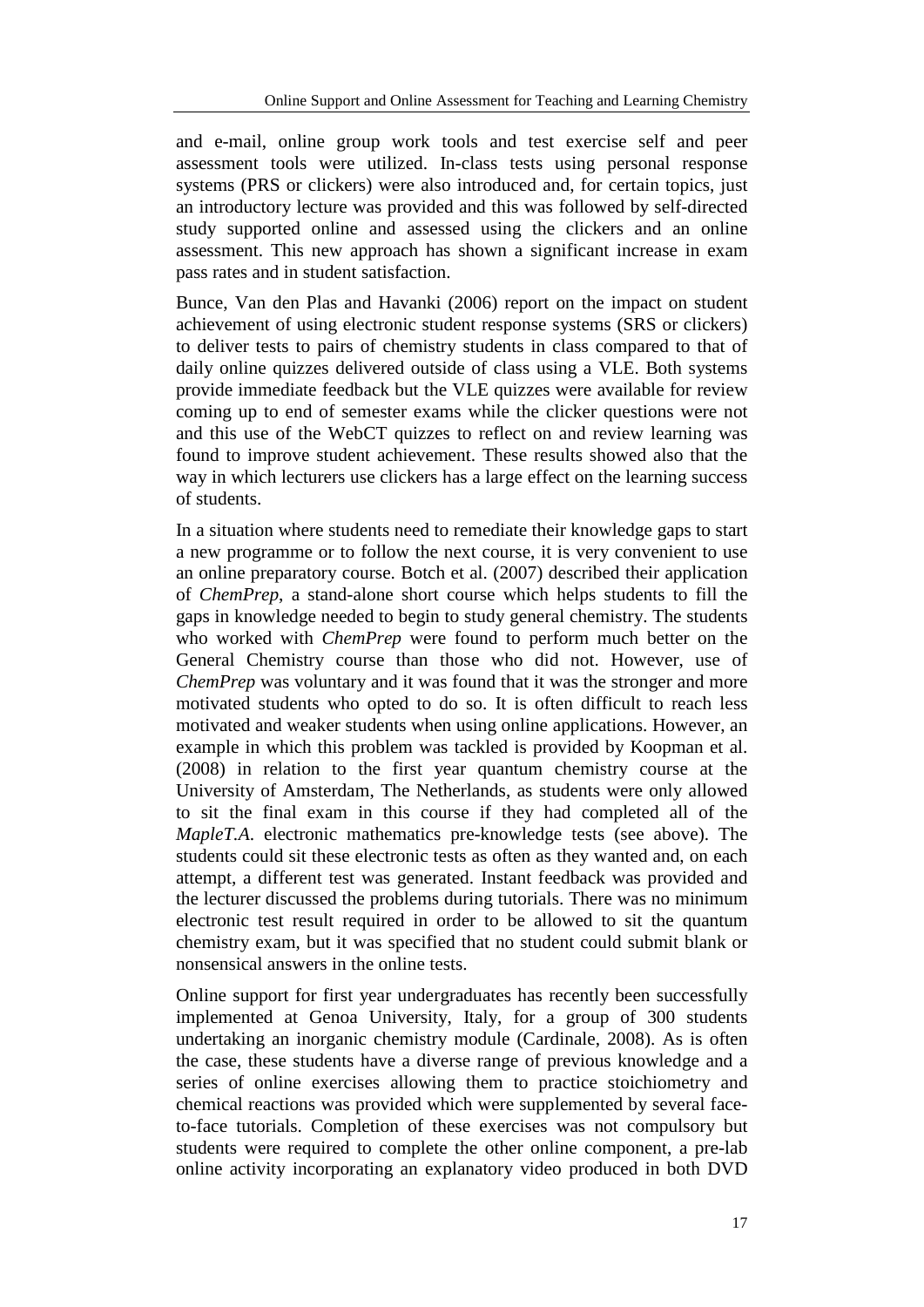and e-mail, online group work tools and test exercise self and peer assessment tools were utilized. In-class tests using personal response systems (PRS or clickers) were also introduced and, for certain topics, just an introductory lecture was provided and this was followed by self-directed study supported online and assessed using the clickers and an online assessment. This new approach has shown a significant increase in exam pass rates and in student satisfaction.

Bunce, Van den Plas and Havanki (2006) report on the impact on student achievement of using electronic student response systems (SRS or clickers) to deliver tests to pairs of chemistry students in class compared to that of daily online quizzes delivered outside of class using a VLE. Both systems provide immediate feedback but the VLE quizzes were available for review coming up to end of semester exams while the clicker questions were not and this use of the WebCT quizzes to reflect on and review learning was found to improve student achievement. These results showed also that the way in which lecturers use clickers has a large effect on the learning success of students.

In a situation where students need to remediate their knowledge gaps to start a new programme or to follow the next course, it is very convenient to use an online preparatory course. Botch et al. (2007) described their application of *ChemPrep*, a stand-alone short course which helps students to fill the gaps in knowledge needed to begin to study general chemistry. The students who worked with *ChemPrep* were found to perform much better on the General Chemistry course than those who did not. However, use of *ChemPrep* was voluntary and it was found that it was the stronger and more motivated students who opted to do so. It is often difficult to reach less motivated and weaker students when using online applications. However, an example in which this problem was tackled is provided by Koopman et al. (2008) in relation to the first year quantum chemistry course at the University of Amsterdam, The Netherlands, as students were only allowed to sit the final exam in this course if they had completed all of the *MapleT.A.* electronic mathematics pre-knowledge tests (see above). The students could sit these electronic tests as often as they wanted and, on each attempt, a different test was generated. Instant feedback was provided and the lecturer discussed the problems during tutorials. There was no minimum electronic test result required in order to be allowed to sit the quantum chemistry exam, but it was specified that no student could submit blank or nonsensical answers in the online tests.

Online support for first year undergraduates has recently been successfully implemented at Genoa University, Italy, for a group of 300 students undertaking an inorganic chemistry module (Cardinale, 2008). As is often the case, these students have a diverse range of previous knowledge and a series of online exercises allowing them to practice stoichiometry and chemical reactions was provided which were supplemented by several face-to-face tutorials. Completion of these exercises was not compulsory but students were required to complete the other online component, a pre-lab online activity incorporating an explanatory video produced in both DVD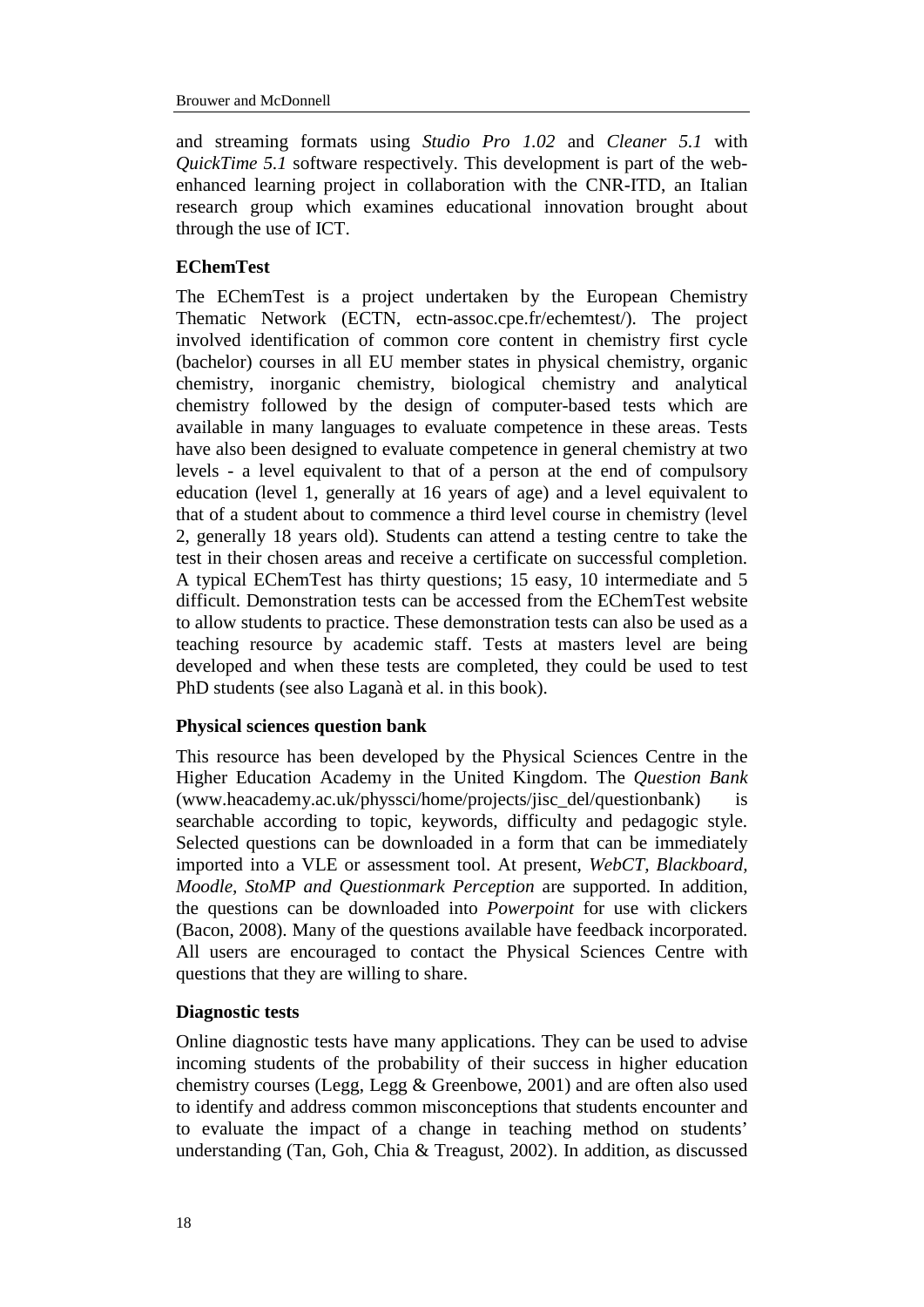and streaming formats using *Studio Pro 1.02* and *Cleaner 5.1* with *QuickTime 5.1* software respectively. This development is part of the web-enhanced learning project in collaboration with the CNR-ITD, an Italian research group which examines educational innovation brought about through the use of ICT.

### EChemTest

The EChemTest is a project undertaken by the European Chemistry Thematic Network (ECTN, ectn-assoc.cpe.fr/echemtest/). The project involved identification of common core content in chemistry first cycle (bachelor) courses in all EU member states in physical chemistry, organic chemistry, inorganic chemistry, biological chemistry and analytical chemistry followed by the design of computer-based tests which are available in many languages to evaluate competence in these areas. Tests have also been designed to evaluate competence in general chemistry at two levels - a level equivalent to that of a person at the end of compulsory education (level 1, generally at 16 years of age) and a level equivalent to that of a student about to commence a third level course in chemistry (level 2, generally 18 years old). Students can attend a testing centre to take the test in their chosen areas and receive a certificate on successful completion. A typical EChemTest has thirty questions; 15 easy, 10 intermediate and 5 difficult. Demonstration tests can be accessed from the EChemTest website to allow students to practice. These demonstration tests can also be used as a teaching resource by academic staff. Tests at masters level are being developed and when these tests are completed, they could be used to test PhD students (see also Laganà et al. in this book).

### Physical sciences question bank

This resource has been developed by the Physical Sciences Centre in the Higher Education Academy in the United Kingdom. The *Question Bank* (www.heacademy.ac.uk/physsci/home/projects/jisc_del/questionbank) is searchable according to topic, keywords, difficulty and pedagogic style. Selected questions can be downloaded in a form that can be immediately imported into a VLE or assessment tool. At present, *WebCT, Blackboard, Moodle, StoMP and Questionmark Perception* are supported. In addition, the questions can be downloaded into *Powerpoint* for use with clickers (Bacon, 2008). Many of the questions available have feedback incorporated. All users are encouraged to contact the Physical Sciences Centre with questions that they are willing to share.

### Diagnostic tests

Online diagnostic tests have many applications. They can be used to advise incoming students of the probability of their success in higher education chemistry courses (Legg, Legg & Greenbowe, 2001) and are often also used to identify and address common misconceptions that students encounter and to evaluate the impact of a change in teaching method on students' understanding (Tan, Goh, Chia & Treagust, 2002). In addition, as discussed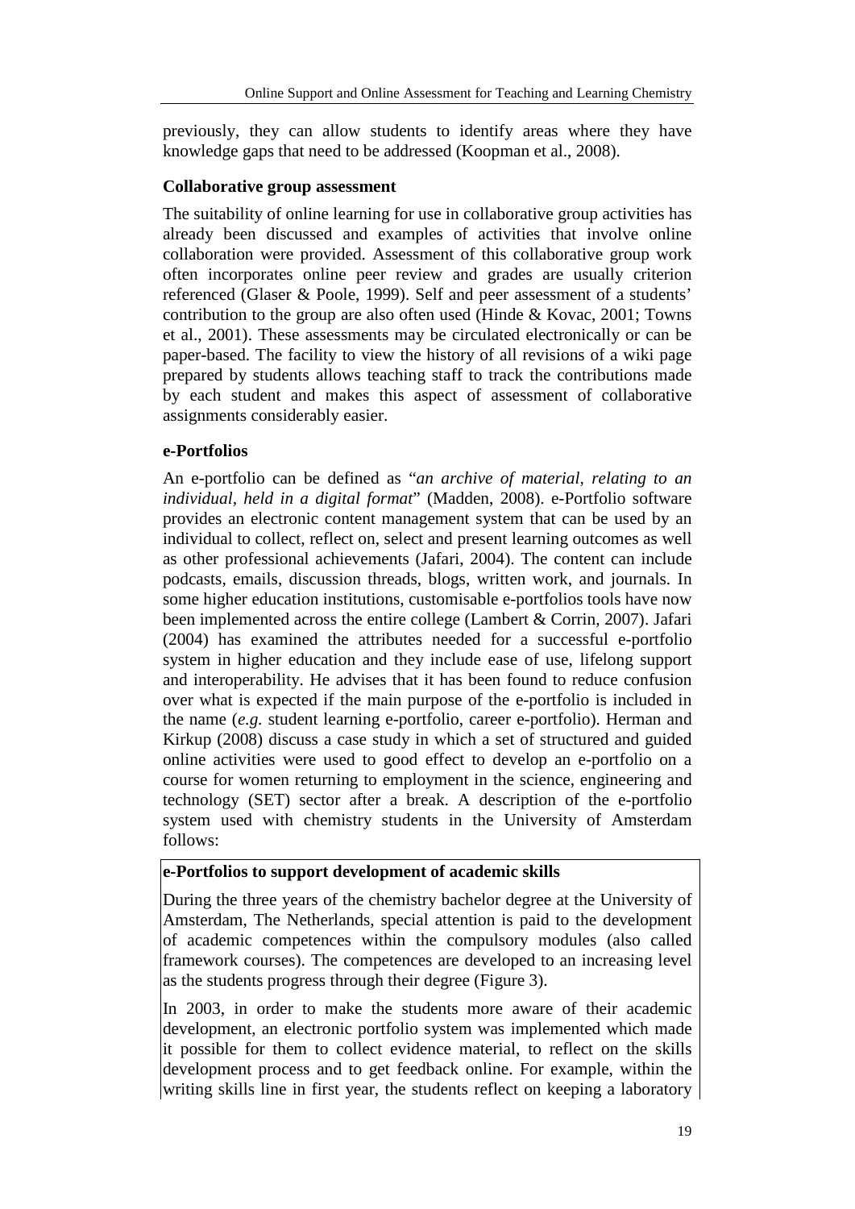previously, they can allow students to identify areas where they have knowledge gaps that need to be addressed (Koopman et al., 2008).

### Collaborative group assessment

The suitability of online learning for use in collaborative group activities has already been discussed and examples of activities that involve online collaboration were provided. Assessment of this collaborative group work often incorporates online peer review and grades are usually criterion referenced (Glaser & Poole, 1999). Self and peer assessment of a students' contribution to the group are also often used (Hinde & Kovac, 2001; Towns et al., 2001). These assessments may be circulated electronically or can be paper-based. The facility to view the history of all revisions of a wiki page prepared by students allows teaching staff to track the contributions made by each student and makes this aspect of assessment of collaborative assignments considerably easier.

### e-Portfolios

An e-portfolio can be defined as "*an archive of material, relating to an individual, held in a digital format*" (Madden, 2008). e-Portfolio software provides an electronic content management system that can be used by an individual to collect, reflect on, select and present learning outcomes as well as other professional achievements (Jafari, 2004). The content can include podcasts, emails, discussion threads, blogs, written work, and journals. In some higher education institutions, customisable e-portfolios tools have now been implemented across the entire college (Lambert & Corrin, 2007). Jafari (2004) has examined the attributes needed for a successful e-portfolio system in higher education and they include ease of use, lifelong support and interoperability. He advises that it has been found to reduce confusion over what is expected if the main purpose of the e-portfolio is included in the name (*e.g.* student learning e-portfolio, career e-portfolio). Herman and Kirkup (2008) discuss a case study in which a set of structured and guided online activities were used to good effect to develop an e-portfolio on a course for women returning to employment in the science, engineering and technology (SET) sector after a break. A description of the e-portfolio system used with chemistry students in the University of Amsterdam follows:

**e-Portfolios to support development of academic skills**

During the three years of the chemistry bachelor degree at the University of Amsterdam, The Netherlands, special attention is paid to the development of academic competences within the compulsory modules (also called framework courses). The competences are developed to an increasing level as the students progress through their degree (Figure 3).

In 2003, in order to make the students more aware of their academic development, an electronic portfolio system was implemented which made it possible for them to collect evidence material, to reflect on the skills development process and to get feedback online. For example, within the writing skills line in first year, the students reflect on keeping a laboratory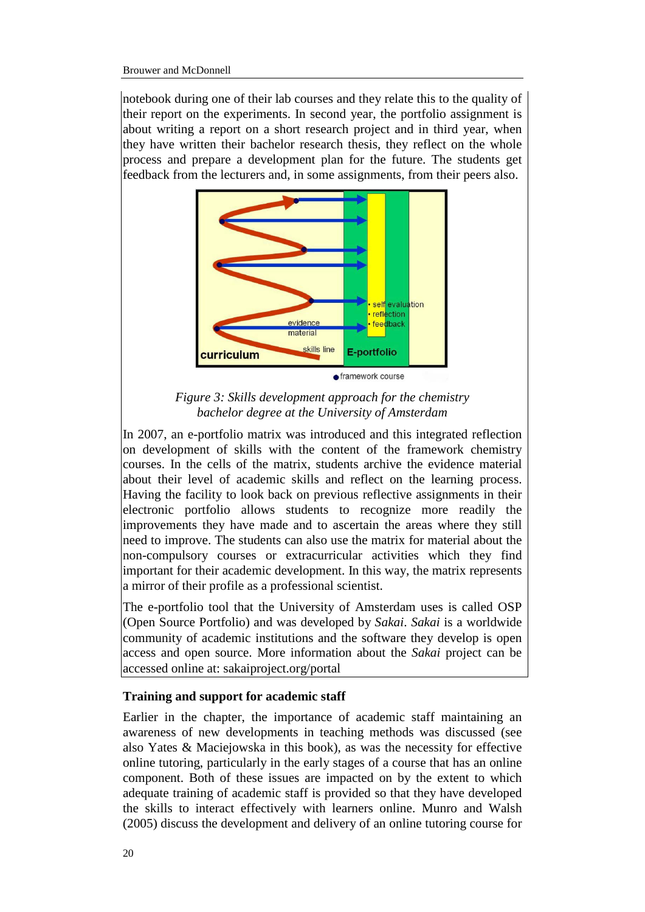notebook during one of their lab courses and they relate this to the quality of their report on the experiments. In second year, the portfolio assignment is about writing a report on a short research project and in third year, when they have written their bachelor research thesis, they reflect on the whole process and prepare a development plan for the future. The students get feedback from the lecturers and, in some assignments, from their peers also.

*Figure 3: Skills development approach for the chemistry bachelor degree at the University of Amsterdam*

In 2007, an e-portfolio matrix was introduced and this integrated reflection on development of skills with the content of the framework chemistry courses. In the cells of the matrix, students archive the evidence material about their level of academic skills and reflect on the learning process. Having the facility to look back on previous reflective assignments in their electronic portfolio allows students to recognize more readily the improvements they have made and to ascertain the areas where they still need to improve. The students can also use the matrix for material about the non-compulsory courses or extracurricular activities which they find important for their academic development. In this way, the matrix represents a mirror of their profile as a professional scientist.

The e-portfolio tool that the University of Amsterdam uses is called OSP (Open Source Portfolio) and was developed by *Sakai*. *Sakai* is a worldwide community of academic institutions and the software they develop is open access and open source. More information about the *Sakai* project can be accessed online at: sakaiproject.org/portal

**Training and support for academic staff**

Earlier in the chapter, the importance of academic staff maintaining an awareness of new developments in teaching methods was discussed (see also Yates & Maciejowska in this book), as was the necessity for effective online tutoring, particularly in the early stages of a course that has an online component. Both of these issues are impacted on by the extent to which adequate training of academic staff is provided so that they have developed the skills to interact effectively with learners online. Munro and Walsh (2005) discuss the development and delivery of an online tutoring course for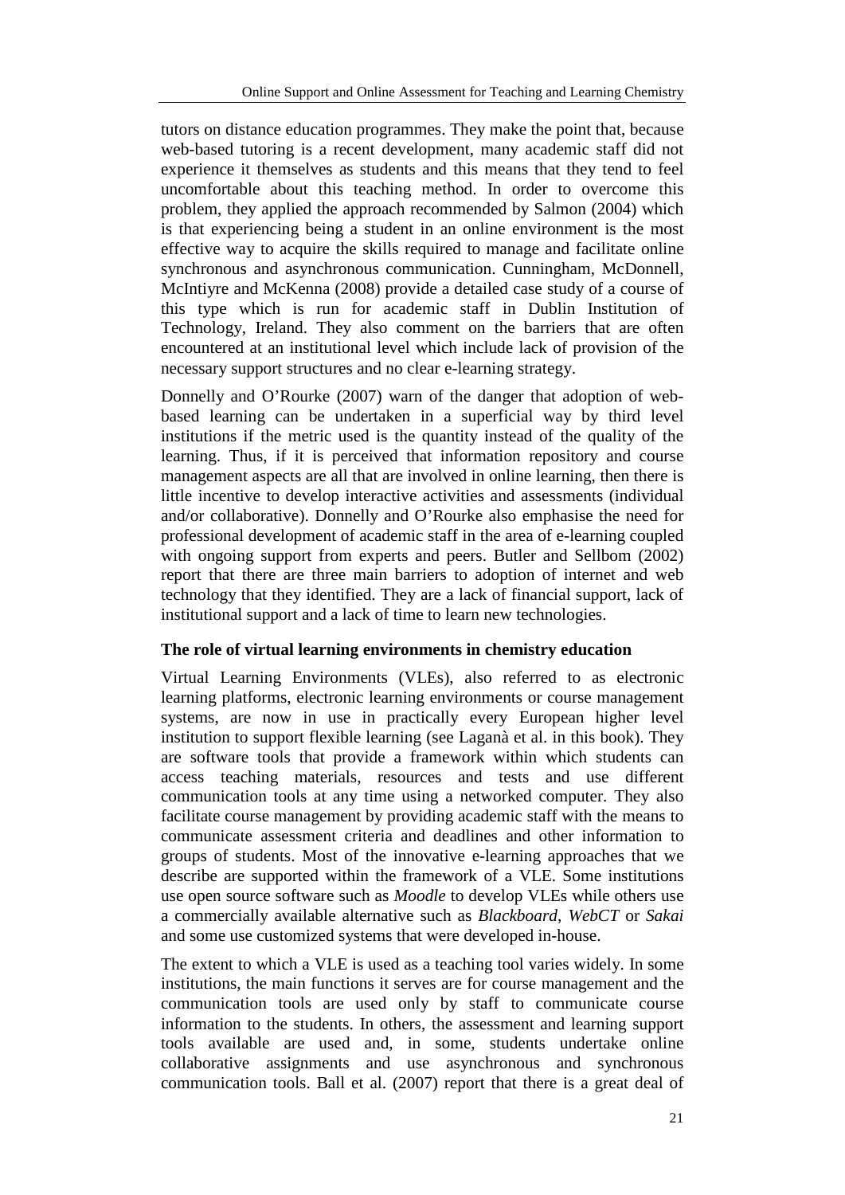tutors on distance education programmes. They make the point that, because web-based tutoring is a recent development, many academic staff did not experience it themselves as students and this means that they tend to feel uncomfortable about this teaching method. In order to overcome this problem, they applied the approach recommended by Salmon (2004) which is that experiencing being a student in an online environment is the most effective way to acquire the skills required to manage and facilitate online synchronous and asynchronous communication. Cunningham, McDonnell, McIntiyre and McKenna (2008) provide a detailed case study of a course of this type which is run for academic staff in Dublin Institution of Technology, Ireland. They also comment on the barriers that are often encountered at an institutional level which include lack of provision of the necessary support structures and no clear e-learning strategy.

Donnelly and O'Rourke (2007) warn of the danger that adoption of web-based learning can be undertaken in a superficial way by third level institutions if the metric used is the quantity instead of the quality of the learning. Thus, if it is perceived that information repository and course management aspects are all that are involved in online learning, then there is little incentive to develop interactive activities and assessments (individual and/or collaborative). Donnelly and O'Rourke also emphasise the need for professional development of academic staff in the area of e-learning coupled with ongoing support from experts and peers. Butler and Sellbom (2002) report that there are three main barriers to adoption of internet and web technology that they identified. They are a lack of financial support, lack of institutional support and a lack of time to learn new technologies.

**The role of virtual learning environments in chemistry education**

Virtual Learning Environments (VLEs), also referred to as electronic learning platforms, electronic learning environments or course management systems, are now in use in practically every European higher level institution to support flexible learning (see Laganà et al. in this book). They are software tools that provide a framework within which students can access teaching materials, resources and tests and use different communication tools at any time using a networked computer. They also facilitate course management by providing academic staff with the means to communicate assessment criteria and deadlines and other information to groups of students. Most of the innovative e-learning approaches that we describe are supported within the framework of a VLE. Some institutions use open source software such as *Moodle* to develop VLEs while others use a commercially available alternative such as *Blackboard*, *WebCT* or *Sakai* and some use customized systems that were developed in-house.

The extent to which a VLE is used as a teaching tool varies widely. In some institutions, the main functions it serves are for course management and the communication tools are used only by staff to communicate course information to the students. In others, the assessment and learning support tools available are used and, in some, students undertake online collaborative assignments and use asynchronous and synchronous communication tools. Ball et al. (2007) report that there is a great deal of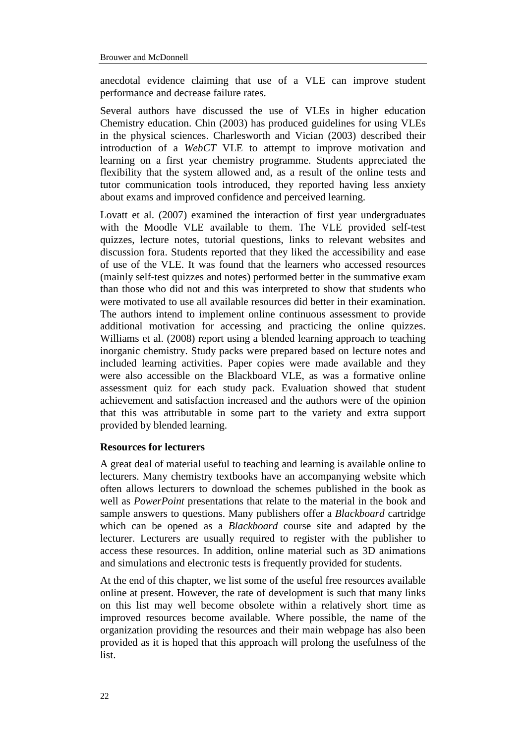anecdotal evidence claiming that use of a VLE can improve student performance and decrease failure rates.

Several authors have discussed the use of VLEs in higher education Chemistry education. Chin (2003) has produced guidelines for using VLEs in the physical sciences. Charlesworth and Vician (2003) described their introduction of a *WebCT* VLE to attempt to improve motivation and learning on a first year chemistry programme. Students appreciated the flexibility that the system allowed and, as a result of the online tests and tutor communication tools introduced, they reported having less anxiety about exams and improved confidence and perceived learning.

Lovatt et al. (2007) examined the interaction of first year undergraduates with the Moodle VLE available to them. The VLE provided self-test quizzes, lecture notes, tutorial questions, links to relevant websites and discussion fora. Students reported that they liked the accessibility and ease of use of the VLE. It was found that the learners who accessed resources (mainly self-test quizzes and notes) performed better in the summative exam than those who did not and this was interpreted to show that students who were motivated to use all available resources did better in their examination. The authors intend to implement online continuous assessment to provide additional motivation for accessing and practicing the online quizzes. Williams et al. (2008) report using a blended learning approach to teaching inorganic chemistry. Study packs were prepared based on lecture notes and included learning activities. Paper copies were made available and they were also accessible on the Blackboard VLE, as was a formative online assessment quiz for each study pack. Evaluation showed that student achievement and satisfaction increased and the authors were of the opinion that this was attributable in some part to the variety and extra support provided by blended learning.

### Resources for lecturers

A great deal of material useful to teaching and learning is available online to lecturers. Many chemistry textbooks have an accompanying website which often allows lecturers to download the schemes published in the book as well as *PowerPoint* presentations that relate to the material in the book and sample answers to questions. Many publishers offer a *Blackboard* cartridge which can be opened as a *Blackboard* course site and adapted by the lecturer. Lecturers are usually required to register with the publisher to access these resources. In addition, online material such as 3D animations and simulations and electronic tests is frequently provided for students.

At the end of this chapter, we list some of the useful free resources available online at present. However, the rate of development is such that many links on this list may well become obsolete within a relatively short time as improved resources become available. Where possible, the name of the organization providing the resources and their main webpage has also been provided as it is hoped that this approach will prolong the usefulness of the list.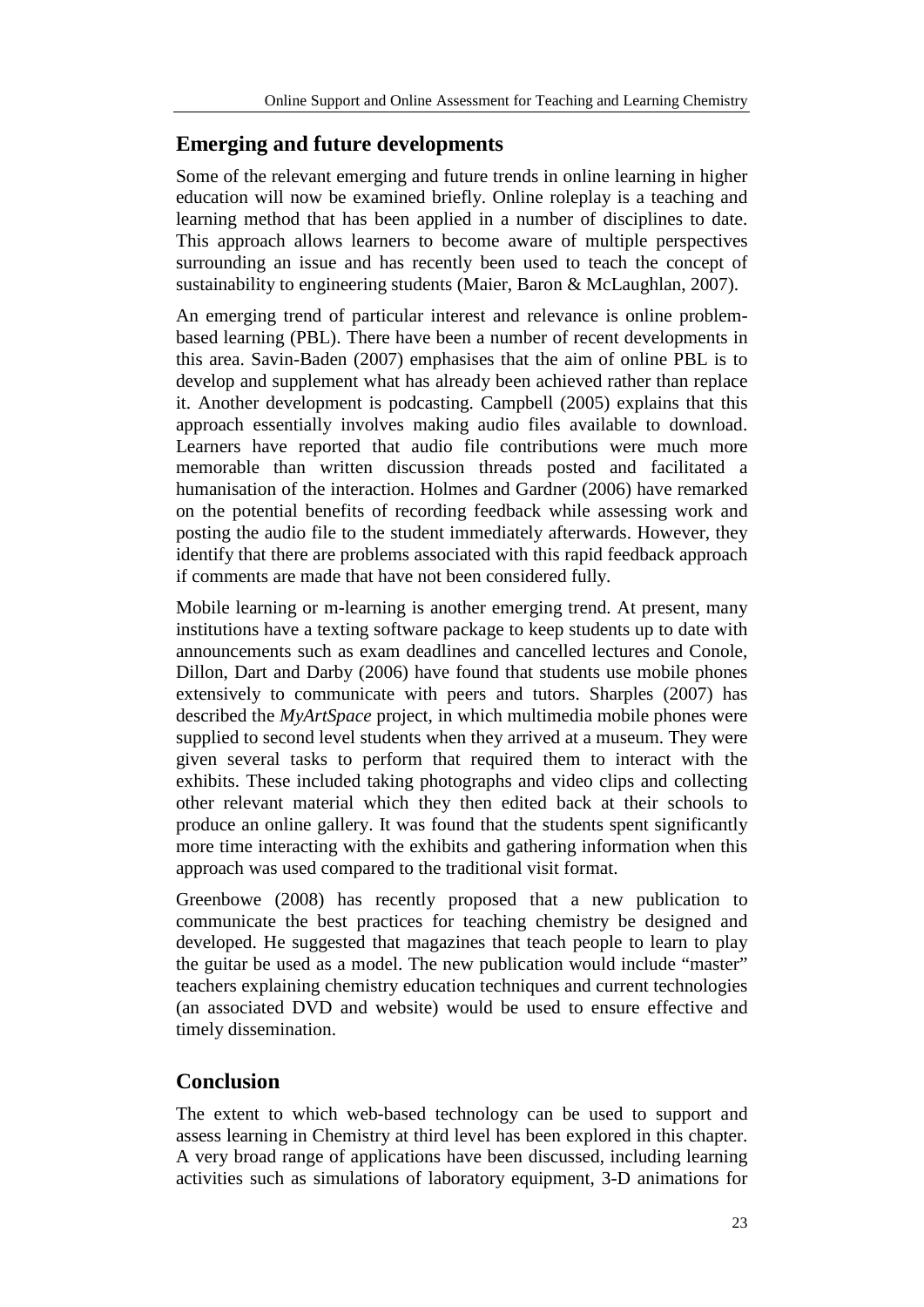## Emerging and future developments

Some of the relevant emerging and future trends in online learning in higher education will now be examined briefly. Online roleplay is a teaching and learning method that has been applied in a number of disciplines to date. This approach allows learners to become aware of multiple perspectives surrounding an issue and has recently been used to teach the concept of sustainability to engineering students (Maier, Baron & McLaughlan, 2007).

An emerging trend of particular interest and relevance is online problem-based learning (PBL). There have been a number of recent developments in this area. Savin-Baden (2007) emphasises that the aim of online PBL is to develop and supplement what has already been achieved rather than replace it. Another development is podcasting. Campbell (2005) explains that this approach essentially involves making audio files available to download. Learners have reported that audio file contributions were much more memorable than written discussion threads posted and facilitated a humanisation of the interaction. Holmes and Gardner (2006) have remarked on the potential benefits of recording feedback while assessing work and posting the audio file to the student immediately afterwards. However, they identify that there are problems associated with this rapid feedback approach if comments are made that have not been considered fully.

Mobile learning or m-learning is another emerging trend. At present, many institutions have a texting software package to keep students up to date with announcements such as exam deadlines and cancelled lectures and Conole, Dillon, Dart and Darby (2006) have found that students use mobile phones extensively to communicate with peers and tutors. Sharples (2007) has described the *MyArtSpace* project, in which multimedia mobile phones were supplied to second level students when they arrived at a museum. They were given several tasks to perform that required them to interact with the exhibits. These included taking photographs and video clips and collecting other relevant material which they then edited back at their schools to produce an online gallery. It was found that the students spent significantly more time interacting with the exhibits and gathering information when this approach was used compared to the traditional visit format.

Greenbowe (2008) has recently proposed that a new publication to communicate the best practices for teaching chemistry be designed and developed. He suggested that magazines that teach people to learn to play the guitar be used as a model. The new publication would include "master" teachers explaining chemistry education techniques and current technologies (an associated DVD and website) would be used to ensure effective and timely dissemination.

## Conclusion

The extent to which web-based technology can be used to support and assess learning in Chemistry at third level has been explored in this chapter. A very broad range of applications have been discussed, including learning activities such as simulations of laboratory equipment, 3-D animations for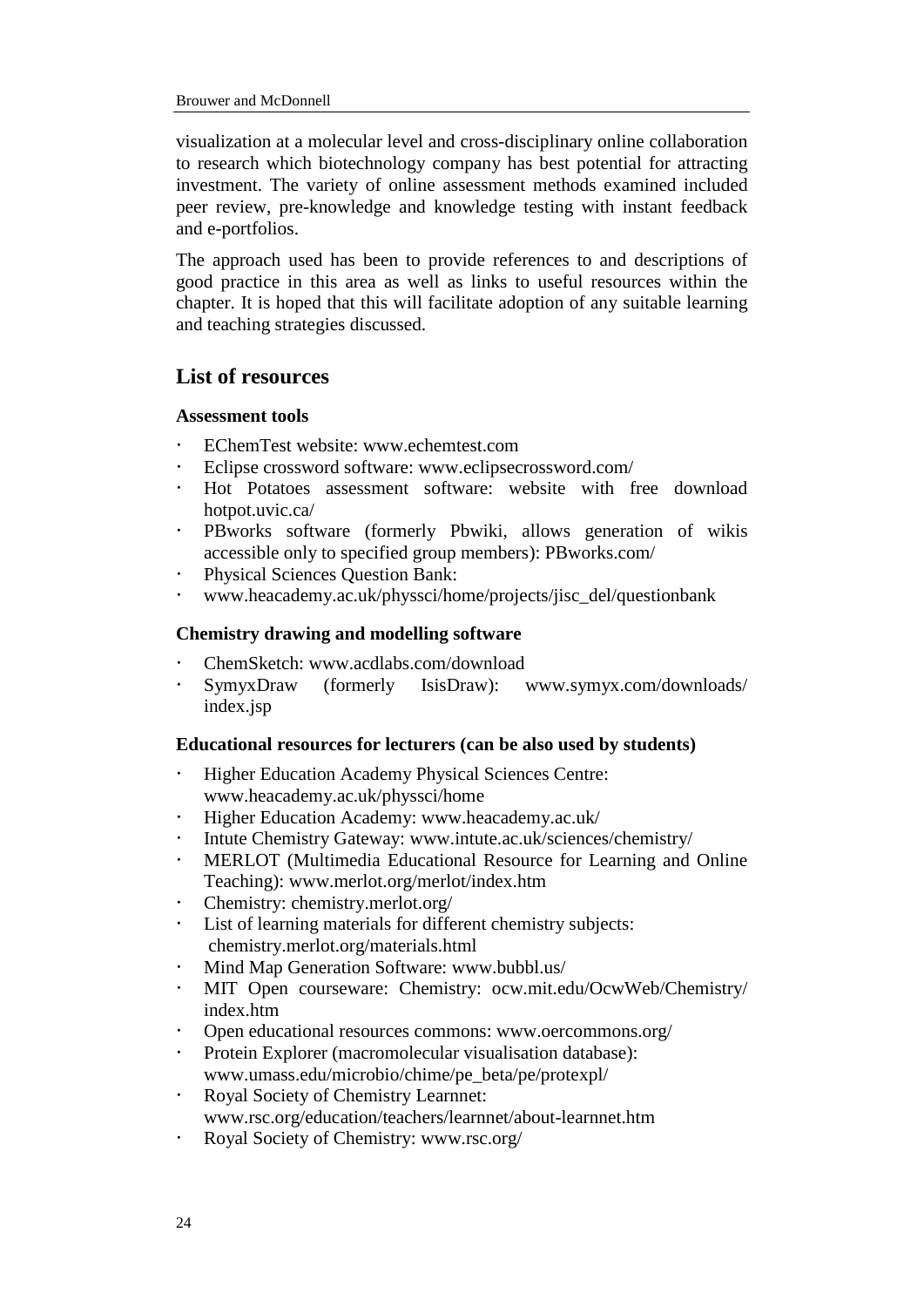visualization at a molecular level and cross-disciplinary online collaboration to research which biotechnology company has best potential for attracting investment. The variety of online assessment methods examined included peer review, pre-knowledge and knowledge testing with instant feedback and e-portfolios.

The approach used has been to provide references to and descriptions of good practice in this area as well as links to useful resources within the chapter. It is hoped that this will facilitate adoption of any suitable learning and teaching strategies discussed.

## List of resources

### Assessment tools

- EChemTest website: www.echemtest.com
- Eclipse crossword software: www.eclipsecrossword.com/
- Hot Potatoes assessment software: website with free download hotpot.uvic.ca/
- PBworks software (formerly Pbwiki, allows generation of wikis accessible only to specified group members): PBworks.com/
- Physical Sciences Question Bank:
- www.heacademy.ac.uk/physsci/home/projects/jisc_del/questionbank

### Chemistry drawing and modelling software

- ChemSketch: www.acdlabs.com/download
- SymyxDraw (formerly IsisDraw): www.symyx.com/downloads/index.jsp

### Educational resources for lecturers (can be also used by students)

- Higher Education Academy Physical Sciences Centre: www.heacademy.ac.uk/physsci/home
- Higher Education Academy: www.heacademy.ac.uk/
- Intute Chemistry Gateway: www.intute.ac.uk/sciences/chemistry/
- MERLOT (Multimedia Educational Resource for Learning and Online Teaching): www.merlot.org/merlot/index.htm
- Chemistry: chemistry.merlot.org/
- List of learning materials for different chemistry subjects: chemistry.merlot.org/materials.html
- Mind Map Generation Software: www.bubbl.us/
- MIT Open courseware: Chemistry: ocw.mit.edu/OcwWeb/Chemistry/index.htm
- Open educational resources commons: www.oercommons.org/
- Protein Explorer (macromolecular visualisation database): www.umass.edu/microbio/chime/pe_beta/pe/protexpl/
- Royal Society of Chemistry Learnnet: www.rsc.org/education/teachers/learnnet/about-learnnet.htm
- Royal Society of Chemistry: www.rsc.org/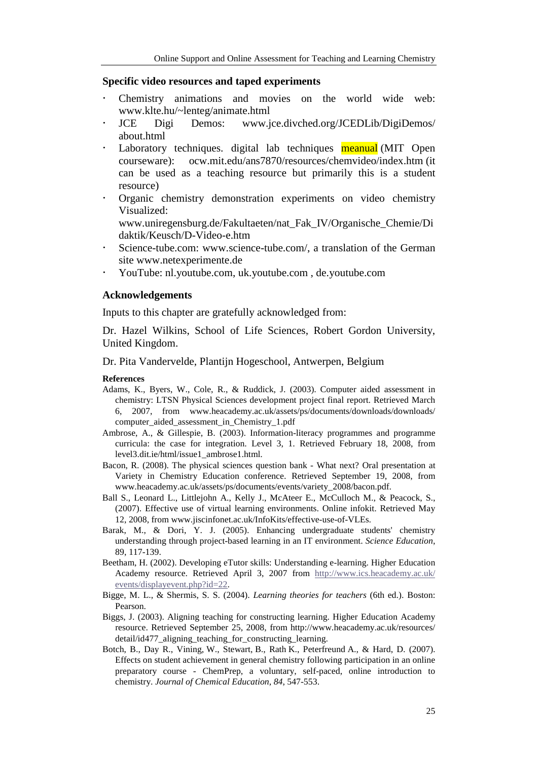### Specific video resources and taped experiments

- Chemistry animations and movies on the world wide web: www.klte.hu/~lenteg/animate.html
- JCE Digi Demos: www.jce.divched.org/JCEDLib/DigiDemos/about.html
- Laboratory techniques. digital lab techniques meanual (MIT Open courseware): ocw.mit.edu/ans7870/resources/chemvideo/index.htm (it can be used as a teaching resource but primarily this is a student resource)
- Organic chemistry demonstration experiments on video chemistry Visualized: www.uniregensburg.de/Fakultaeten/nat_Fak_IV/Organische_Chemie/Didaktik/Keusch/D-Video-e.htm
- Science-tube.com: www.science-tube.com/, a translation of the German site www.netexperimente.de
- YouTube: nl.youtube.com, uk.youtube.com , de.youtube.com

### Acknowledgements

Inputs to this chapter are gratefully acknowledged from:

Dr. Hazel Wilkins, School of Life Sciences, Robert Gordon University, United Kingdom.

Dr. Pita Vandervelde, Plantijn Hogeschool, Antwerpen, Belgium

#### References

Adams, K., Byers, W., Cole, R., & Ruddick, J. (2003). Computer aided assessment in chemistry: LTSN Physical Sciences development project final report. Retrieved March 6, 2007, from www.heacademy.ac.uk/assets/ps/documents/downloads/downloads/computer_aided_assessment_in_Chemistry_1.pdf

Ambrose, A., & Gillespie, B. (2003). Information-literacy programmes and programme curricula: the case for integration. Level 3, 1. Retrieved February 18, 2008, from level3.dit.ie/html/issue1_ambrose1.html.

Bacon, R. (2008). The physical sciences question bank - What next? Oral presentation at Variety in Chemistry Education conference. Retrieved September 19, 2008, from www.heacademy.ac.uk/assets/ps/documents/events/variety_2008/bacon.pdf.

Ball S., Leonard L., Littlejohn A., Kelly J., McAteer E., McCulloch M., & Peacock, S., (2007). Effective use of virtual learning environments. Online infokit. Retrieved May 12, 2008, from www.jiscinfonet.ac.uk/InfoKits/effective-use-of-VLEs.

Barak, M., & Dori, Y. J. (2005). Enhancing undergraduate students' chemistry understanding through project-based learning in an IT environment. *Science Education*, 89, 117-139.

Beetham, H. (2002). Developing eTutor skills: Understanding e-learning. Higher Education Academy resource. Retrieved April 3, 2007 from http://www.ics.heacademy.ac.uk/events/displayevent.php?id=22.

Bigge, M. L., & Shermis, S. S. (2004). *Learning theories for teachers* (6th ed.). Boston: Pearson.

Biggs, J. (2003). Aligning teaching for constructing learning. Higher Education Academy resource. Retrieved September 25, 2008, from http://www.heacademy.ac.uk/resources/detail/id477_aligning_teaching_for_constructing_learning.

Botch, B., Day R., Vining, W., Stewart, B., Rath K., Peterfreund A., & Hard, D. (2007). Effects on student achievement in general chemistry following participation in an online preparatory course - ChemPrep, a voluntary, self-paced, online introduction to chemistry. *Journal of Chemical Education*, *84*, 547-553.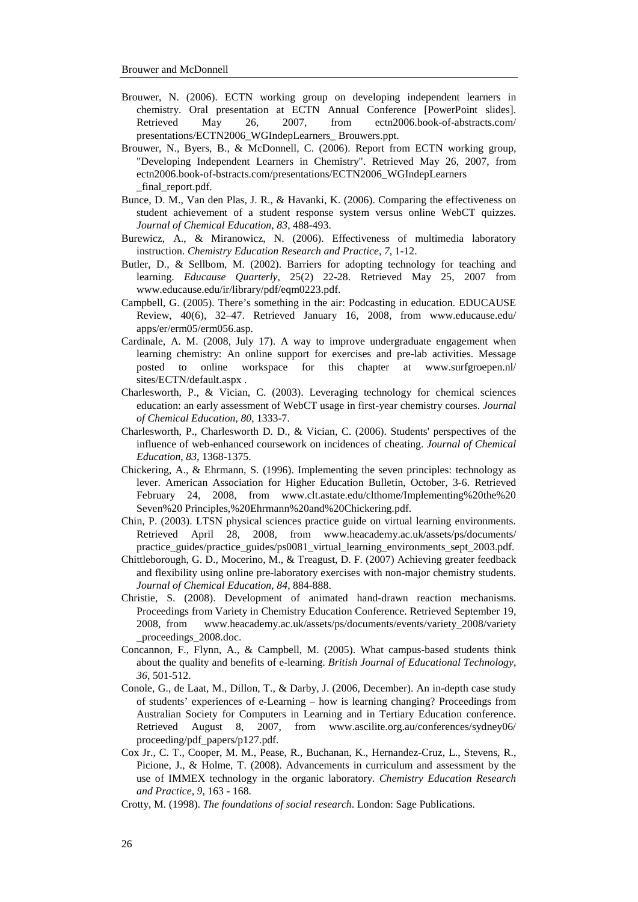Brouwer, N. (2006). ECTN working group on developing independent learners in chemistry. Oral presentation at ECTN Annual Conference [PowerPoint slides]. Retrieved May 26, 2007, from ectn2006.book-of-abstracts.com/ presentations/ECTN2006_WGIndepLearners_ Brouwers.ppt.

Brouwer, N., Byers, B., & McDonnell, C. (2006). Report from ECTN working group, "Developing Independent Learners in Chemistry". Retrieved May 26, 2007, from ectn2006.book-of-bstracts.com/presentations/ECTN2006_WGIndepLearners _final_report.pdf.

Bunce, D. M., Van den Plas, J. R., & Havanki, K. (2006). Comparing the effectiveness on student achievement of a student response system versus online WebCT quizzes. *Journal of Chemical Education*, *83*, 488-493.

Burewicz, A., & Miranowicz, N. (2006). Effectiveness of multimedia laboratory instruction. *Chemistry Education Research and Practice*, *7*, 1-12.

Butler, D., & Sellbom, M. (2002). Barriers for adopting technology for teaching and learning. *Educause Quarterly*, 25(2) 22-28. Retrieved May 25, 2007 from www.educause.edu/ir/library/pdf/eqm0223.pdf.

Campbell, G. (2005). There's something in the air: Podcasting in education. EDUCAUSE Review, 40(6), 32–47. Retrieved January 16, 2008, from www.educause.edu/ apps/er/erm05/erm056.asp.

Cardinale, A. M. (2008, July 17). A way to improve undergraduate engagement when learning chemistry: An online support for exercises and pre-lab activities. Message posted to online workspace for this chapter at www.surfgroepen.nl/ sites/ECTN/default.aspx .

Charlesworth, P., & Vician, C. (2003). Leveraging technology for chemical sciences education: an early assessment of WebCT usage in first-year chemistry courses. *Journal of Chemical Education*, *80*, 1333-7.

Charlesworth, P., Charlesworth D. D., & Vician, C. (2006). Students' perspectives of the influence of web-enhanced coursework on incidences of cheating. *Journal of Chemical Education*, *83*, 1368-1375.

Chickering, A., & Ehrmann, S. (1996). Implementing the seven principles: technology as lever. American Association for Higher Education Bulletin, October, 3-6. Retrieved February 24, 2008, from www.clt.astate.edu/clthome/Implementing%20the%20 Seven%20 Principles,%20Ehrmann%20and%20Chickering.pdf.

Chin, P. (2003). LTSN physical sciences practice guide on virtual learning environments. Retrieved April 28, 2008, from www.heacademy.ac.uk/assets/ps/documents/ practice_guides/practice_guides/ps0081_virtual_learning_environments_sept_2003.pdf.

Chittleborough, G. D., Mocerino, M., & Treagust, D. F. (2007) Achieving greater feedback and flexibility using online pre-laboratory exercises with non-major chemistry students. *Journal of Chemical Education*, *84*, 884-888.

Christie, S. (2008). Development of animated hand-drawn reaction mechanisms. Proceedings from Variety in Chemistry Education Conference. Retrieved September 19, 2008, from www.heacademy.ac.uk/assets/ps/documents/events/variety_2008/variety _proceedings_2008.doc.

Concannon, F., Flynn, A., & Campbell, M. (2005). What campus-based students think about the quality and benefits of e-learning. *British Journal of Educational Technology*, *36*, 501-512.

Conole, G., de Laat, M., Dillon, T., & Darby, J. (2006, December). An in-depth case study of students' experiences of e-Learning – how is learning changing? Proceedings from Australian Society for Computers in Learning and in Tertiary Education conference. Retrieved August 8, 2007, from www.ascilite.org.au/conferences/sydney06/ proceeding/pdf_papers/p127.pdf.

Cox Jr., C. T., Cooper, M. M., Pease, R., Buchanan, K., Hernandez-Cruz, L., Stevens, R., Picione, J., & Holme, T. (2008). Advancements in curriculum and assessment by the use of IMMEX technology in the organic laboratory. *Chemistry Education Research and Practice*, *9*, 163 - 168.

Crotty, M. (1998). *The foundations of social research*. London: Sage Publications.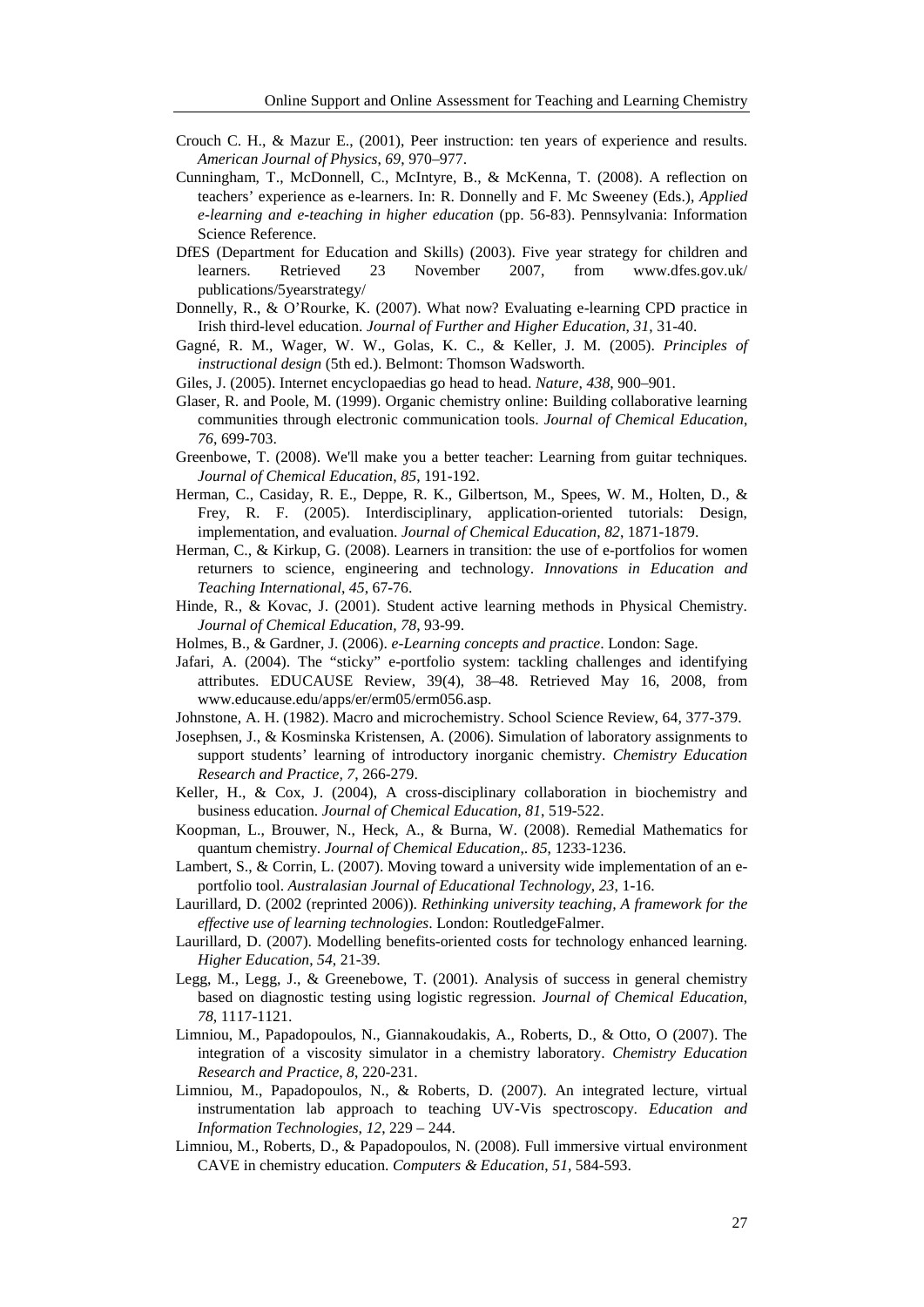Crouch C. H., & Mazur E., (2001), Peer instruction: ten years of experience and results. *American Journal of Physics*, *69*, 970–977.

Cunningham, T., McDonnell, C., McIntyre, B., & McKenna, T. (2008). A reflection on teachers' experience as e-learners. In: R. Donnelly and F. Mc Sweeney (Eds.), *Applied e-learning and e-teaching in higher education* (pp. 56-83). Pennsylvania: Information Science Reference.

DfES (Department for Education and Skills) (2003). Five year strategy for children and learners. Retrieved 23 November 2007, from www.dfes.gov.uk/ publications/5yearstrategy/

Donnelly, R., & O'Rourke, K. (2007). What now? Evaluating e-learning CPD practice in Irish third-level education. *Journal of Further and Higher Education*, *31*, 31-40.

Gagné, R. M., Wager, W. W., Golas, K. C., & Keller, J. M. (2005). *Principles of instructional design* (5th ed.). Belmont: Thomson Wadsworth.

Giles, J. (2005). Internet encyclopaedias go head to head. *Nature*, *438*, 900–901.

Glaser, R. and Poole, M. (1999). Organic chemistry online: Building collaborative learning communities through electronic communication tools. *Journal of Chemical Education*, *76*, 699-703.

Greenbowe, T. (2008). We'll make you a better teacher: Learning from guitar techniques. *Journal of Chemical Education*, *85*, 191-192.

Herman, C., Casiday, R. E., Deppe, R. K., Gilbertson, M., Spees, W. M., Holten, D., & Frey, R. F. (2005). Interdisciplinary, application-oriented tutorials: Design, implementation, and evaluation. *Journal of Chemical Education*, *82*, 1871-1879.

Herman, C., & Kirkup, G. (2008). Learners in transition: the use of e-portfolios for women returners to science, engineering and technology. *Innovations in Education and Teaching International*, *45*, 67-76.

Hinde, R., & Kovac, J. (2001). Student active learning methods in Physical Chemistry. *Journal of Chemical Education*, *78*, 93-99.

Holmes, B., & Gardner, J. (2006). *e-Learning concepts and practice*. London: Sage.

Jafari, A. (2004). The "sticky" e-portfolio system: tackling challenges and identifying attributes. EDUCAUSE Review, 39(4), 38–48. Retrieved May 16, 2008, from www.educause.edu/apps/er/erm05/erm056.asp.

Johnstone, A. H. (1982). Macro and microchemistry. School Science Review, 64, 377-379.

Josephsen, J., & Kosminska Kristensen, A. (2006). Simulation of laboratory assignments to support students' learning of introductory inorganic chemistry. *Chemistry Education Research and Practice*, *7*, 266-279.

Keller, H., & Cox, J. (2004), A cross-disciplinary collaboration in biochemistry and business education. *Journal of Chemical Education*, *81*, 519-522.

Koopman, L., Brouwer, N., Heck, A., & Burna, W. (2008). Remedial Mathematics for quantum chemistry. *Journal of Chemical Education*,. *85*, 1233-1236.

Lambert, S., & Corrin, L. (2007). Moving toward a university wide implementation of an e-portfolio tool. *Australasian Journal of Educational Technology*, *23*, 1-16.

Laurillard, D. (2002 (reprinted 2006)). *Rethinking university teaching, A framework for the effective use of learning technologies*. London: RoutledgeFalmer.

Laurillard, D. (2007). Modelling benefits-oriented costs for technology enhanced learning. *Higher Education*, *54*, 21-39.

Legg, M., Legg, J., & Greenebowe, T. (2001). Analysis of success in general chemistry based on diagnostic testing using logistic regression. *Journal of Chemical Education*, *78*, 1117-1121.

Limniou, M., Papadopoulos, N., Giannakoudakis, A., Roberts, D., & Otto, O (2007). The integration of a viscosity simulator in a chemistry laboratory. *Chemistry Education Research and Practice*, *8*, 220-231.

Limniou, M., Papadopoulos, N., & Roberts, D. (2007). An integrated lecture, virtual instrumentation lab approach to teaching UV-Vis spectroscopy. *Education and Information Technologies*, *12*, 229 – 244.

Limniou, M., Roberts, D., & Papadopoulos, N. (2008). Full immersive virtual environment CAVE in chemistry education. *Computers & Education*, *51*, 584-593.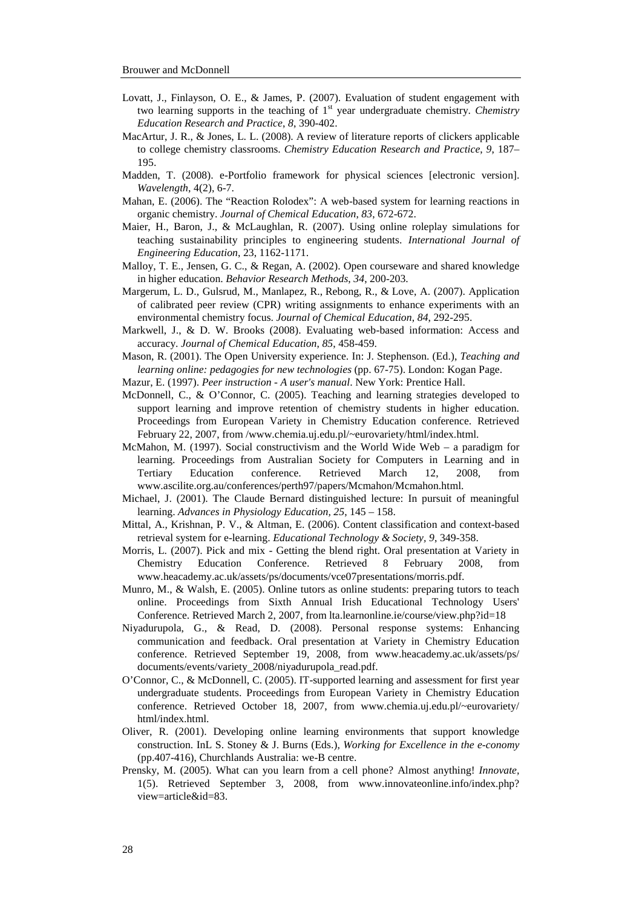Lovatt, J., Finlayson, O. E., & James, P. (2007). Evaluation of student engagement with two learning supports in the teaching of 1[st] year undergraduate chemistry. *Chemistry Education Research and Practice*, *8*, 390-402.

MacArtur, J. R., & Jones, L. L. (2008). A review of literature reports of clickers applicable to college chemistry classrooms. *Chemistry Education Research and Practice*, *9*, 187–195.

Madden, T. (2008). e-Portfolio framework for physical sciences [electronic version]. *Wavelength*, 4(2), 6-7.

Mahan, E. (2006). The "Reaction Rolodex": A web-based system for learning reactions in organic chemistry. *Journal of Chemical Education*, *83*, 672-672.

Maier, H., Baron, J., & McLaughlan, R. (2007). Using online roleplay simulations for teaching sustainability principles to engineering students. *International Journal of Engineering Education*, 23, 1162-1171.

Malloy, T. E., Jensen, G. C., & Regan, A. (2002). Open courseware and shared knowledge in higher education. *Behavior Research Methods*, *34*, 200-203.

Margerum, L. D., Gulsrud, M., Manlapez, R., Rebong, R., & Love, A. (2007). Application of calibrated peer review (CPR) writing assignments to enhance experiments with an environmental chemistry focus. *Journal of Chemical Education*, *84*, 292-295.

Markwell, J., & D. W. Brooks (2008). Evaluating web-based information: Access and accuracy. *Journal of Chemical Education*, *85*, 458-459.

Mason, R. (2001). The Open University experience. In: J. Stephenson. (Ed.), *Teaching and learning online: pedagogies for new technologies* (pp. 67-75). London: Kogan Page.

Mazur, E. (1997). *Peer instruction - A user's manual*. New York: Prentice Hall.

McDonnell, C., & O'Connor, C. (2005). Teaching and learning strategies developed to support learning and improve retention of chemistry students in higher education. Proceedings from European Variety in Chemistry Education conference. Retrieved February 22, 2007, from /www.chemia.uj.edu.pl/~eurovariety/html/index.html.

McMahon, M. (1997). Social constructivism and the World Wide Web – a paradigm for learning. Proceedings from Australian Society for Computers in Learning and in Tertiary Education conference. Retrieved March 12, 2008, from www.ascilite.org.au/conferences/perth97/papers/Mcmahon/Mcmahon.html.

Michael, J. (2001). The Claude Bernard distinguished lecture: In pursuit of meaningful learning. *Advances in Physiology Education*, *25*, 145 – 158.

Mittal, A., Krishnan, P. V., & Altman, E. (2006). Content classification and context-based retrieval system for e-learning. *Educational Technology & Society*, *9*, 349-358.

Morris, L. (2007). Pick and mix - Getting the blend right. Oral presentation at Variety in Chemistry Education Conference. Retrieved 8 February 2008, from www.heacademy.ac.uk/assets/ps/documents/vce07presentations/morris.pdf.

Munro, M., & Walsh, E. (2005). Online tutors as online students: preparing tutors to teach online. Proceedings from Sixth Annual Irish Educational Technology Users' Conference. Retrieved March 2, 2007, from lta.learnonline.ie/course/view.php?id=18

Niyadurupola, G., & Read, D. (2008). Personal response systems: Enhancing communication and feedback. Oral presentation at Variety in Chemistry Education conference. Retrieved September 19, 2008, from www.heacademy.ac.uk/assets/ps/documents/events/variety_2008/niyadurupola_read.pdf.

O'Connor, C., & McDonnell, C. (2005). IT-supported learning and assessment for first year undergraduate students. Proceedings from European Variety in Chemistry Education conference. Retrieved October 18, 2007, from www.chemia.uj.edu.pl/~eurovariety/html/index.html.

Oliver, R. (2001). Developing online learning environments that support knowledge construction. InL S. Stoney & J. Burns (Eds.), *Working for Excellence in the e-conomy* (pp.407-416), Churchlands Australia: we-B centre.

Prensky, M. (2005). What can you learn from a cell phone? Almost anything! *Innovate*, 1(5). Retrieved September 3, 2008, from www.innovateonline.info/index.php?view=article&id=83.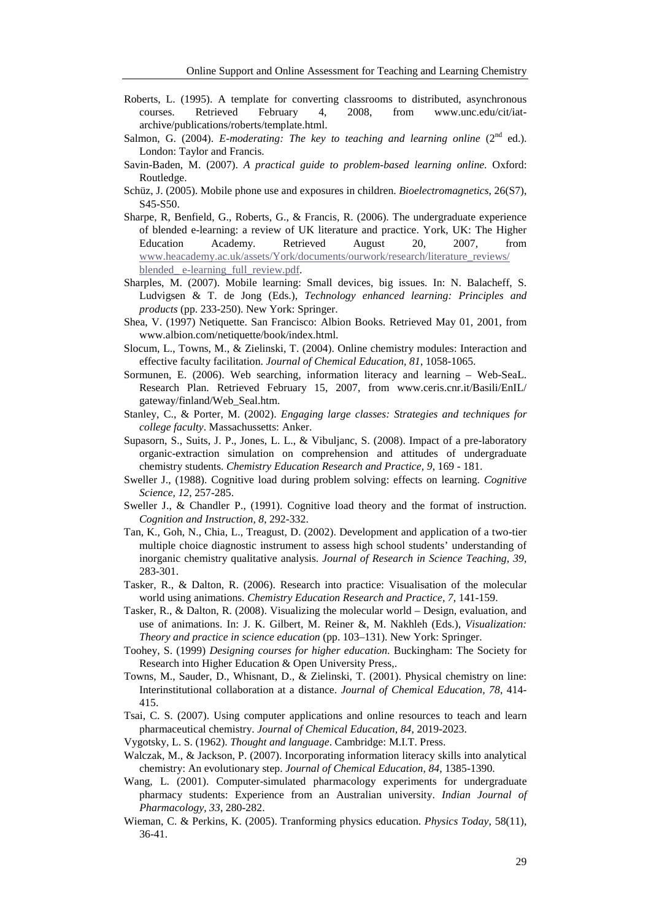Roberts, L. (1995). A template for converting classrooms to distributed, asynchronous courses. Retrieved February 4, 2008, from www.unc.edu/cit/iat-archive/publications/roberts/template.html.

Salmon, G. (2004). *E-moderating: The key to teaching and learning online* (2nd ed.). London: Taylor and Francis.

Savin-Baden, M. (2007). *A practical guide to problem-based learning online.* Oxford: Routledge.

Schüz, J. (2005). Mobile phone use and exposures in children. *Bioelectromagnetics,* 26(S7), S45-S50.

Sharpe, R, Benfield, G., Roberts, G., & Francis, R. (2006). The undergraduate experience of blended e-learning: a review of UK literature and practice. York, UK: The Higher Education Academy. Retrieved August 20, 2007, from www.heacademy.ac.uk/assets/York/documents/ourwork/research/literature_reviews/blended_ e-learning_full_review.pdf.

Sharples, M. (2007). Mobile learning: Small devices, big issues. In: N. Balacheff, S. Ludvigsen & T. de Jong (Eds.), *Technology enhanced learning: Principles and products* (pp. 233-250). New York: Springer.

Shea, V. (1997) Netiquette. San Francisco: Albion Books. Retrieved May 01, 2001, from www.albion.com/netiquette/book/index.html.

Slocum, L., Towns, M., & Zielinski, T. (2004). Online chemistry modules: Interaction and effective faculty facilitation. *Journal of Chemical Education, 81*, 1058-1065.

Sormunen, E. (2006). Web searching, information literacy and learning – Web-SeaL. Research Plan. Retrieved February 15, 2007, from www.ceris.cnr.it/Basili/EnIL/gateway/finland/Web_Seal.htm.

Stanley, C., & Porter, M. (2002). *Engaging large classes: Strategies and techniques for college faculty*. Massachussetts: Anker.

Supasorn, S., Suits, J. P., Jones, L. L., & Vibuljanc, S. (2008). Impact of a pre-laboratory organic-extraction simulation on comprehension and attitudes of undergraduate chemistry students. *Chemistry Education Research and Practice, 9*, 169 - 181.

Sweller J., (1988). Cognitive load during problem solving: effects on learning. *Cognitive Science, 12*, 257-285.

Sweller J., & Chandler P., (1991). Cognitive load theory and the format of instruction. *Cognition and Instruction, 8*, 292-332.

Tan, K., Goh, N., Chia, L., Treagust, D. (2002). Development and application of a two-tier multiple choice diagnostic instrument to assess high school students' understanding of inorganic chemistry qualitative analysis. *Journal of Research in Science Teaching, 39*, 283-301.

Tasker, R., & Dalton, R. (2006). Research into practice: Visualisation of the molecular world using animations. *Chemistry Education Research and Practice, 7*, 141-159.

Tasker, R., & Dalton, R. (2008). Visualizing the molecular world – Design, evaluation, and use of animations. In: J. K. Gilbert, M. Reiner &, M. Nakhleh (Eds.), *Visualization: Theory and practice in science education* (pp. 103–131). New York: Springer.

Toohey, S. (1999) *Designing courses for higher education.* Buckingham: The Society for Research into Higher Education & Open University Press,.

Towns, M., Sauder, D., Whisnant, D., & Zielinski, T. (2001). Physical chemistry on line: Interinstitutional collaboration at a distance. *Journal of Chemical Education, 78*, 414-415.

Tsai, C. S. (2007). Using computer applications and online resources to teach and learn pharmaceutical chemistry. *Journal of Chemical Education, 84*, 2019-2023.

Vygotsky, L. S. (1962). *Thought and language*. Cambridge: M.I.T. Press.

Walczak, M., & Jackson, P. (2007). Incorporating information literacy skills into analytical chemistry: An evolutionary step. *Journal of Chemical Education, 84*, 1385-1390.

Wang, L. (2001). Computer-simulated pharmacology experiments for undergraduate pharmacy students: Experience from an Australian university. *Indian Journal of Pharmacology, 33*, 280-282.

Wieman, C. & Perkins, K. (2005). Tranforming physics education. *Physics Today*, 58(11), 36-41.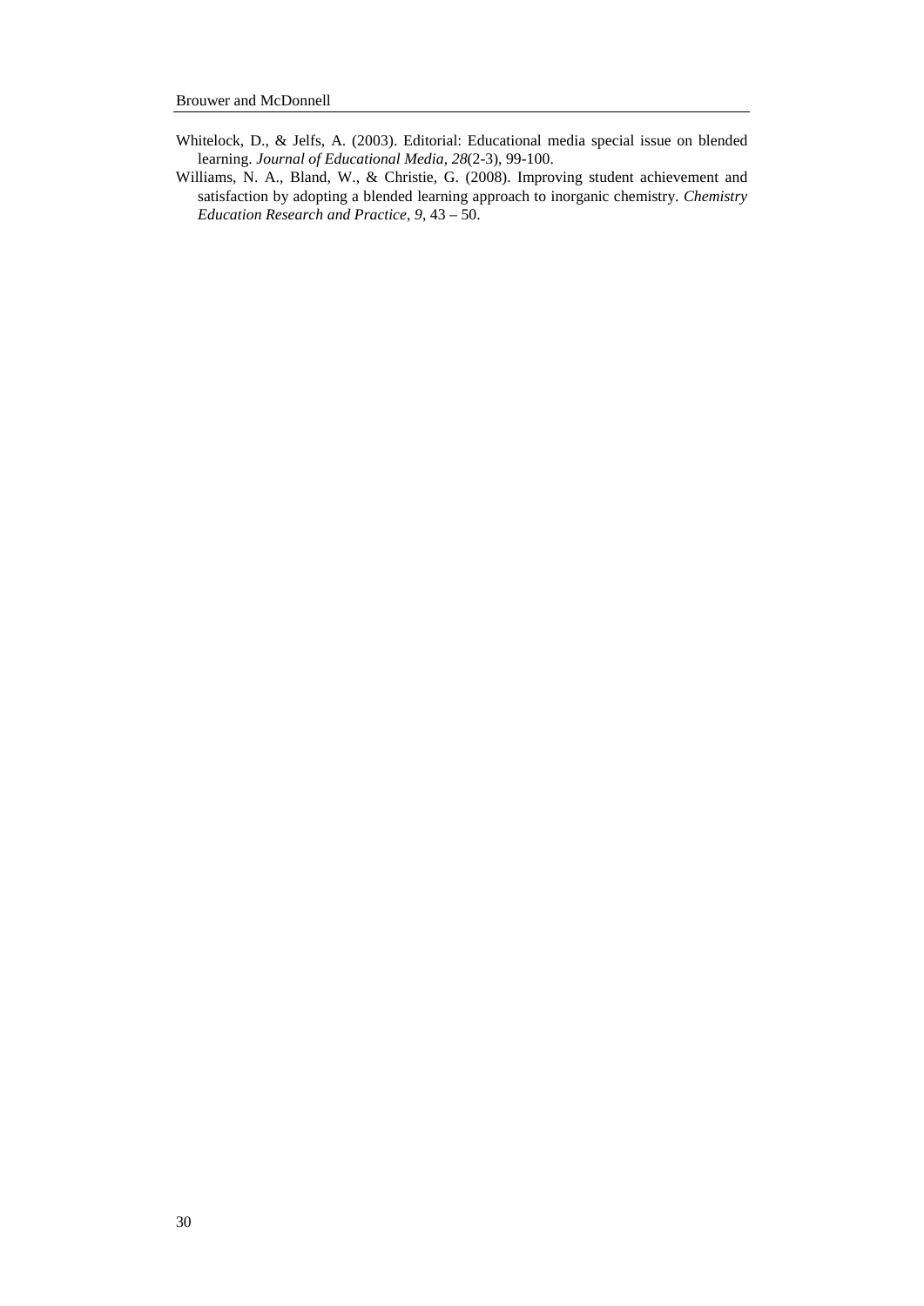Whitelock, D., & Jelfs, A. (2003). Editorial: Educational media special issue on blended learning. *Journal of Educational Media, 28*(2-3), 99-100.

Williams, N. A., Bland, W., & Christie, G. (2008). Improving student achievement and satisfaction by adopting a blended learning approach to inorganic chemistry. *Chemistry Education Research and Practice*, *9*, 43 – 50.